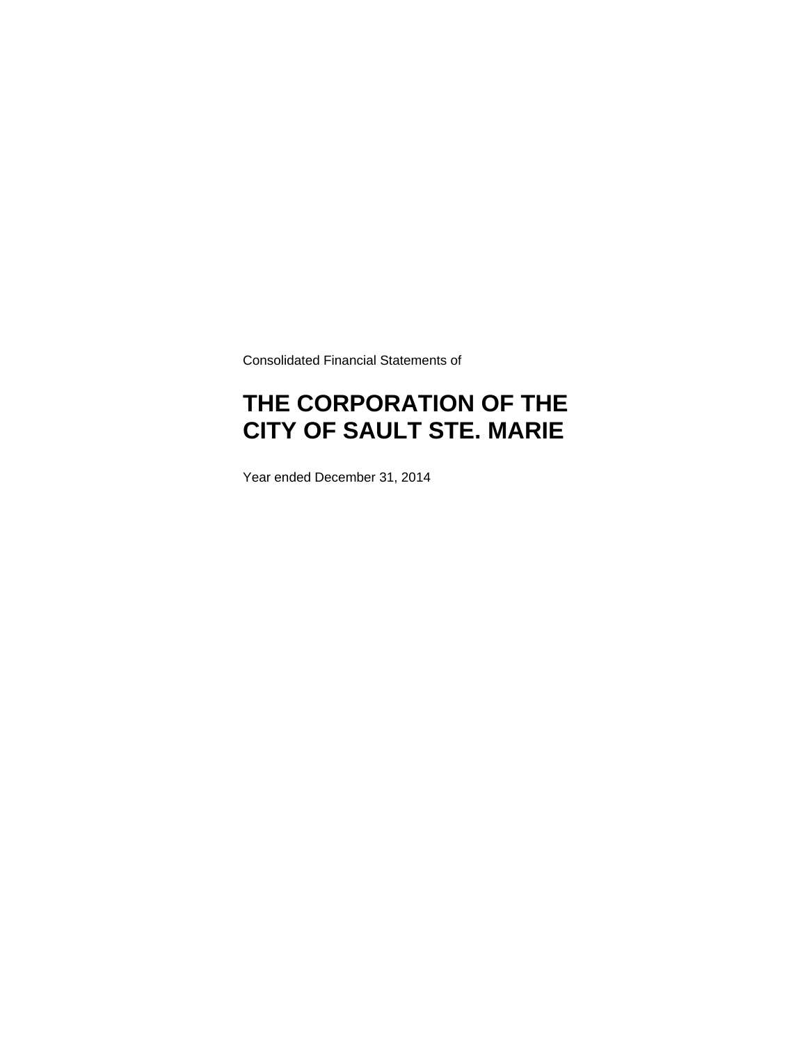Consolidated Financial Statements of

# THE CORPORATION OF THE CITY OF SAULT STE. MARIE

Year ended December 31, 2014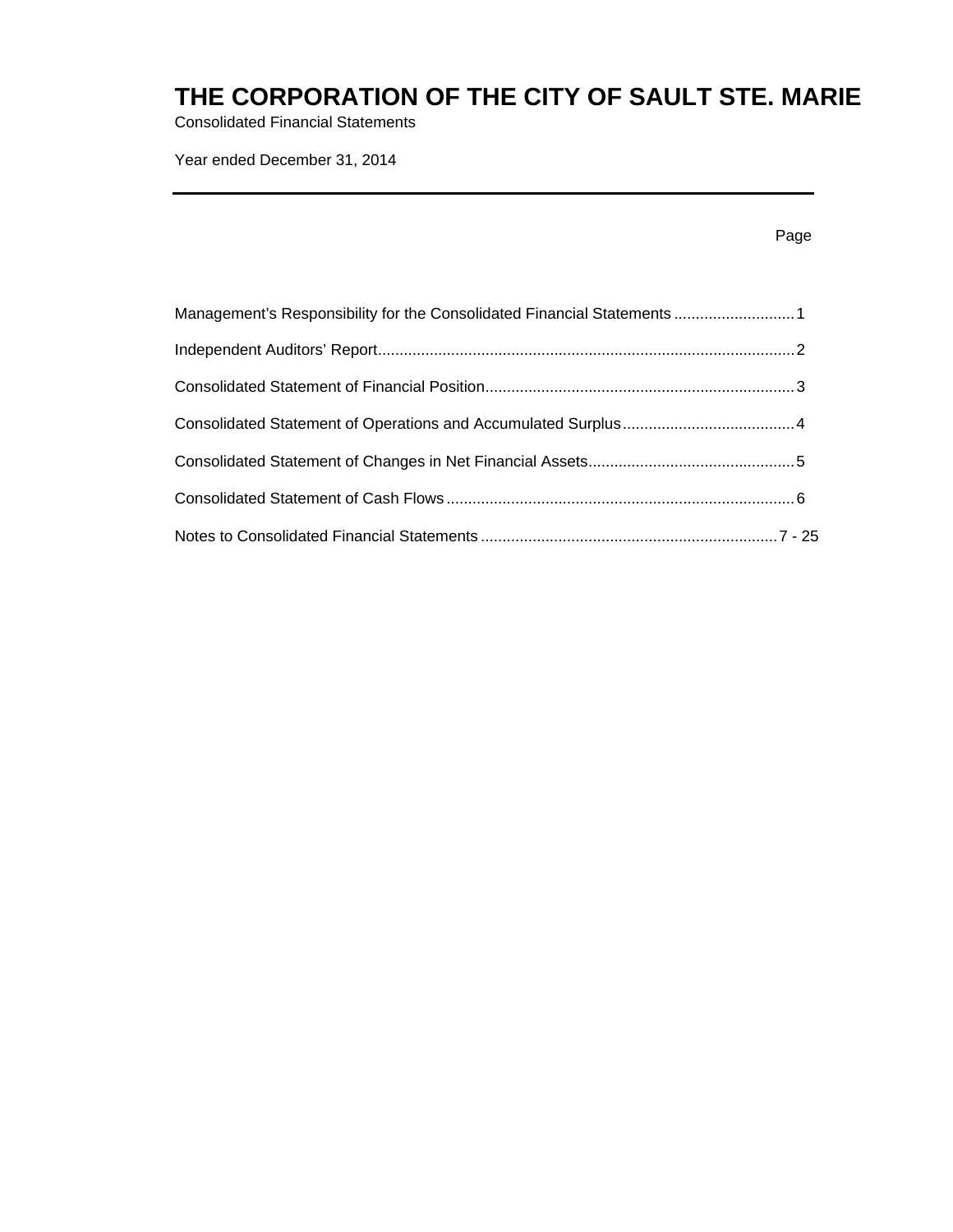# THE CORPORATION OF THE CITY OF SAULT STE. MARIE

Consolidated Financial Statements

Year ended December 31, 2014

| | Page |
|---|---|
| Management's Responsibility for the Consolidated Financial Statements | 1 |
| Independent Auditors' Report | 2 |
| Consolidated Statement of Financial Position | 3 |
| Consolidated Statement of Operations and Accumulated Surplus | 4 |
| Consolidated Statement of Changes in Net Financial Assets | 5 |
| Consolidated Statement of Cash Flows | 6 |
| Notes to Consolidated Financial Statements | 7 - 25 |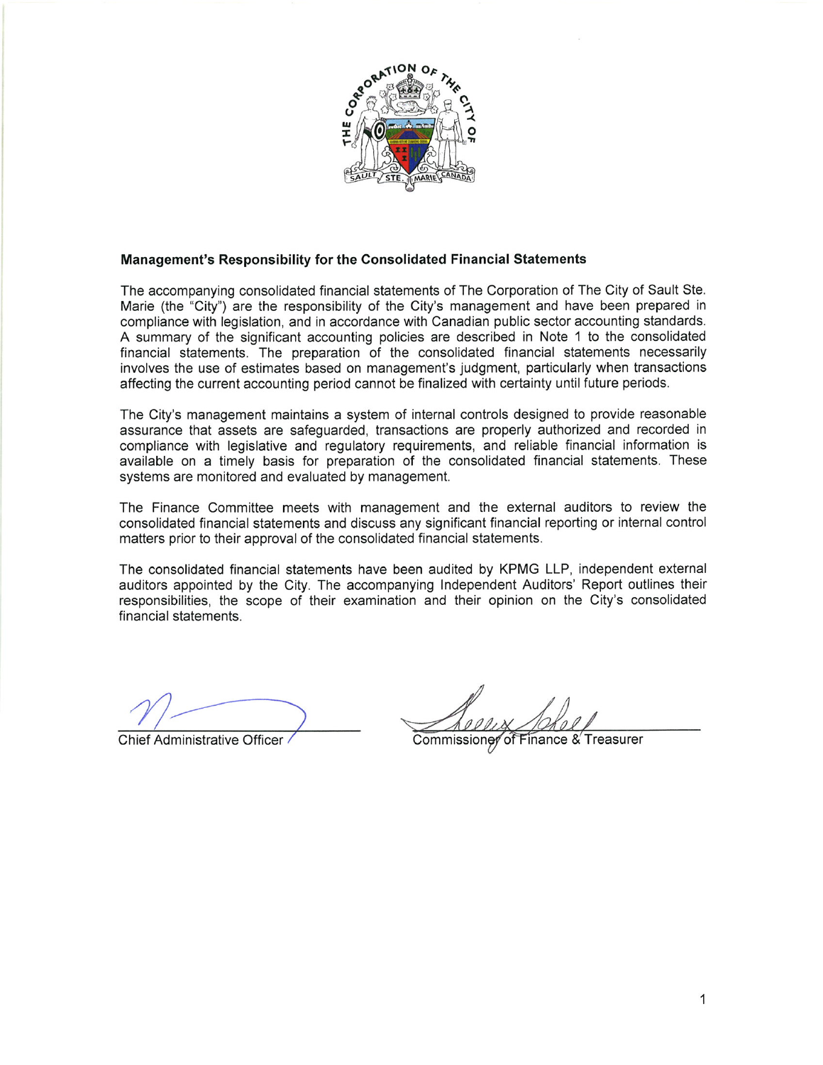## Management's Responsibility for the Consolidated Financial Statements

The accompanying consolidated financial statements of The Corporation of The City of Sault Ste. Marie (the "City") are the responsibility of the City's management and have been prepared in compliance with legislation, and in accordance with Canadian public sector accounting standards. A summary of the significant accounting policies are described in Note 1 to the consolidated financial statements. The preparation of the consolidated financial statements necessarily involves the use of estimates based on management's judgment, particularly when transactions affecting the current accounting period cannot be finalized with certainty until future periods.

The City's management maintains a system of internal controls designed to provide reasonable assurance that assets are safeguarded, transactions are properly authorized and recorded in compliance with legislative and regulatory requirements, and reliable financial information is available on a timely basis for preparation of the consolidated financial statements. These systems are monitored and evaluated by management.

The Finance Committee meets with management and the external auditors to review the consolidated financial statements and discuss any significant financial reporting or internal control matters prior to their approval of the consolidated financial statements.

The consolidated financial statements have been audited by KPMG LLP, independent external auditors appointed by the City. The accompanying Independent Auditors' Report outlines their responsibilities, the scope of their examination and their opinion on the City's consolidated financial statements.

Chief Administrative Officer

Commissioner of Finance & Treasurer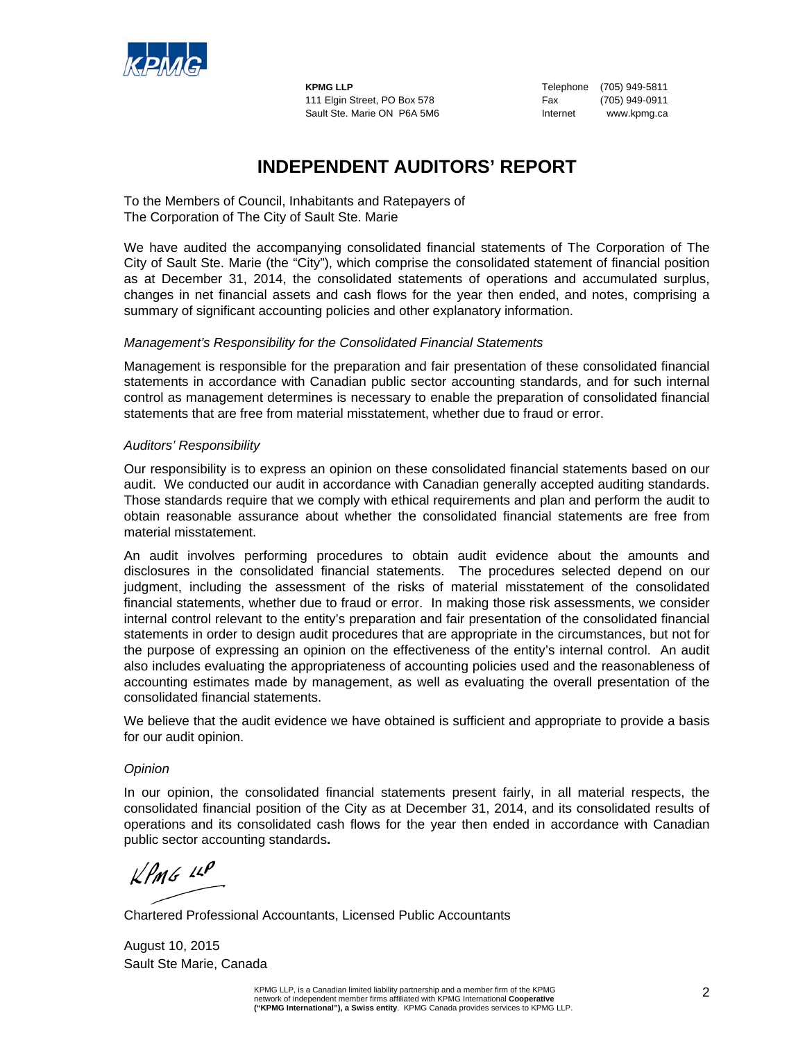KPMG LLP
111 Elgin Street, PO Box 578
Sault Ste. Marie ON P6A 5M6

Telephone (705) 949-5811
Fax (705) 949-0911
Internet www.kpmg.ca

# INDEPENDENT AUDITORS' REPORT

To the Members of Council, Inhabitants and Ratepayers of
The Corporation of The City of Sault Ste. Marie

We have audited the accompanying consolidated financial statements of The Corporation of The City of Sault Ste. Marie (the "City"), which comprise the consolidated statement of financial position as at December 31, 2014, the consolidated statements of operations and accumulated surplus, changes in net financial assets and cash flows for the year then ended, and notes, comprising a summary of significant accounting policies and other explanatory information.

*Management's Responsibility for the Consolidated Financial Statements*

Management is responsible for the preparation and fair presentation of these consolidated financial statements in accordance with Canadian public sector accounting standards, and for such internal control as management determines is necessary to enable the preparation of consolidated financial statements that are free from material misstatement, whether due to fraud or error.

*Auditors' Responsibility*

Our responsibility is to express an opinion on these consolidated financial statements based on our audit. We conducted our audit in accordance with Canadian generally accepted auditing standards. Those standards require that we comply with ethical requirements and plan and perform the audit to obtain reasonable assurance about whether the consolidated financial statements are free from material misstatement.

An audit involves performing procedures to obtain audit evidence about the amounts and disclosures in the consolidated financial statements. The procedures selected depend on our judgment, including the assessment of the risks of material misstatement of the consolidated financial statements, whether due to fraud or error. In making those risk assessments, we consider internal control relevant to the entity's preparation and fair presentation of the consolidated financial statements in order to design audit procedures that are appropriate in the circumstances, but not for the purpose of expressing an opinion on the effectiveness of the entity's internal control. An audit also includes evaluating the appropriateness of accounting policies used and the reasonableness of accounting estimates made by management, as well as evaluating the overall presentation of the consolidated financial statements.

We believe that the audit evidence we have obtained is sufficient and appropriate to provide a basis for our audit opinion.

*Opinion*

In our opinion, the consolidated financial statements present fairly, in all material respects, the consolidated financial position of the City as at December 31, 2014, and its consolidated results of operations and its consolidated cash flows for the year then ended in accordance with Canadian public sector accounting standards.

KPMG LLP

Chartered Professional Accountants, Licensed Public Accountants

August 10, 2015
Sault Ste Marie, Canada

KPMG LLP, is a Canadian limited liability partnership and a member firm of the KPMG network of independent member firms affiliated with KPMG International **Cooperative ("KPMG International"), a Swiss entity**. KPMG Canada provides services to KPMG LLP.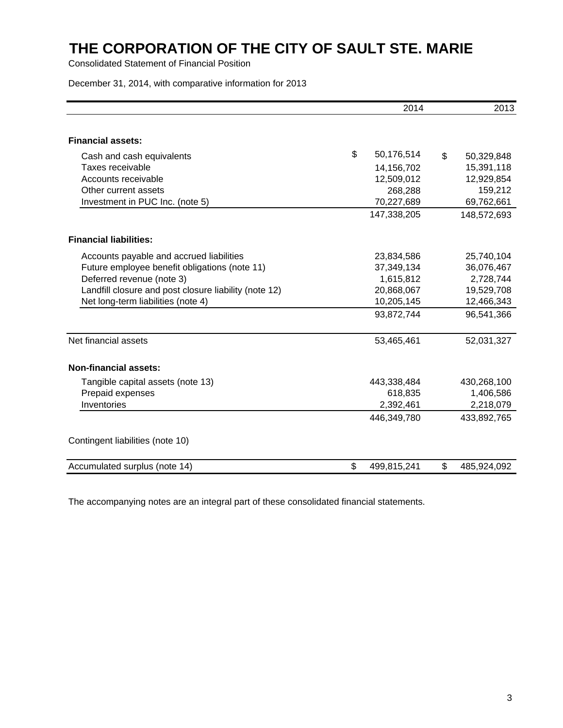# THE CORPORATION OF THE CITY OF SAULT STE. MARIE

Consolidated Statement of Financial Position

December 31, 2014, with comparative information for 2013

| | 2014 | 2013 |
|---|---|---|
| **Financial assets:** | | |
| Cash and cash equivalents | $ 50,176,514 | $ 50,329,848 |
| Taxes receivable | 14,156,702 | 15,391,118 |
| Accounts receivable | 12,509,012 | 12,929,854 |
| Other current assets | 268,288 | 159,212 |
| Investment in PUC Inc. (note 5) | 70,227,689 | 69,762,661 |
| | 147,338,205 | 148,572,693 |
| **Financial liabilities:** | | |
| Accounts payable and accrued liabilities | 23,834,586 | 25,740,104 |
| Future employee benefit obligations (note 11) | 37,349,134 | 36,076,467 |
| Deferred revenue (note 3) | 1,615,812 | 2,728,744 |
| Landfill closure and post closure liability (note 12) | 20,868,067 | 19,529,708 |
| Net long-term liabilities (note 4) | 10,205,145 | 12,466,343 |
| | 93,872,744 | 96,541,366 |
| Net financial assets | 53,465,461 | 52,031,327 |
| **Non-financial assets:** | | |
| Tangible capital assets (note 13) | 443,338,484 | 430,268,100 |
| Prepaid expenses | 618,835 | 1,406,586 |
| Inventories | 2,392,461 | 2,218,079 |
| | 446,349,780 | 433,892,765 |
| Contingent liabilities (note 10) | | |
| Accumulated surplus (note 14) | $ 499,815,241 | $ 485,924,092 |

The accompanying notes are an integral part of these consolidated financial statements.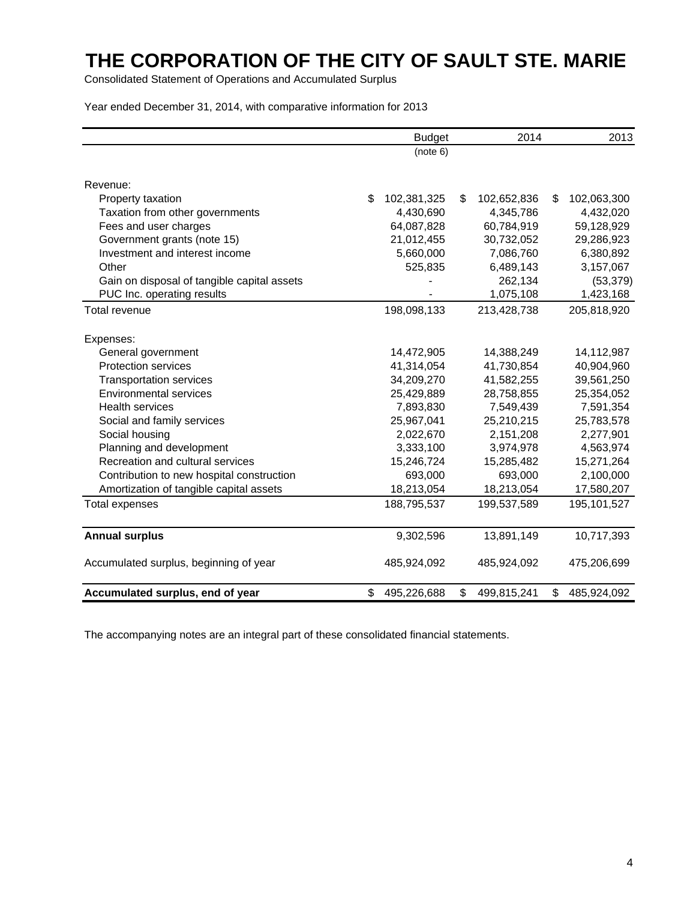# THE CORPORATION OF THE CITY OF SAULT STE. MARIE

Consolidated Statement of Operations and Accumulated Surplus

Year ended December 31, 2014, with comparative information for 2013

| | Budget (note 6) | 2014 | 2013 |
|---|---|---|---|
| Revenue: | | | |
| Property taxation | $ 102,381,325 | $ 102,652,836 | $ 102,063,300 |
| Taxation from other governments | 4,430,690 | 4,345,786 | 4,432,020 |
| Fees and user charges | 64,087,828 | 60,784,919 | 59,128,929 |
| Government grants (note 15) | 21,012,455 | 30,732,052 | 29,286,923 |
| Investment and interest income | 5,660,000 | 7,086,760 | 6,380,892 |
| Other | 525,835 | 6,489,143 | 3,157,067 |
| Gain on disposal of tangible capital assets | - | 262,134 | (53,379) |
| PUC Inc. operating results | - | 1,075,108 | 1,423,168 |
| Total revenue | 198,098,133 | 213,428,738 | 205,818,920 |
| Expenses: | | | |
| General government | 14,472,905 | 14,388,249 | 14,112,987 |
| Protection services | 41,314,054 | 41,730,854 | 40,904,960 |
| Transportation services | 34,209,270 | 41,582,255 | 39,561,250 |
| Environmental services | 25,429,889 | 28,758,855 | 25,354,052 |
| Health services | 7,893,830 | 7,549,439 | 7,591,354 |
| Social and family services | 25,967,041 | 25,210,215 | 25,783,578 |
| Social housing | 2,022,670 | 2,151,208 | 2,277,901 |
| Planning and development | 3,333,100 | 3,974,978 | 4,563,974 |
| Recreation and cultural services | 15,246,724 | 15,285,482 | 15,271,264 |
| Contribution to new hospital construction | 693,000 | 693,000 | 2,100,000 |
| Amortization of tangible capital assets | 18,213,054 | 18,213,054 | 17,580,207 |
| Total expenses | 188,795,537 | 199,537,589 | 195,101,527 |
| **Annual surplus** | 9,302,596 | 13,891,149 | 10,717,393 |
| Accumulated surplus, beginning of year | 485,924,092 | 485,924,092 | 475,206,699 |
| **Accumulated surplus, end of year** | $ 495,226,688 | $ 499,815,241 | $ 485,924,092 |

The accompanying notes are an integral part of these consolidated financial statements.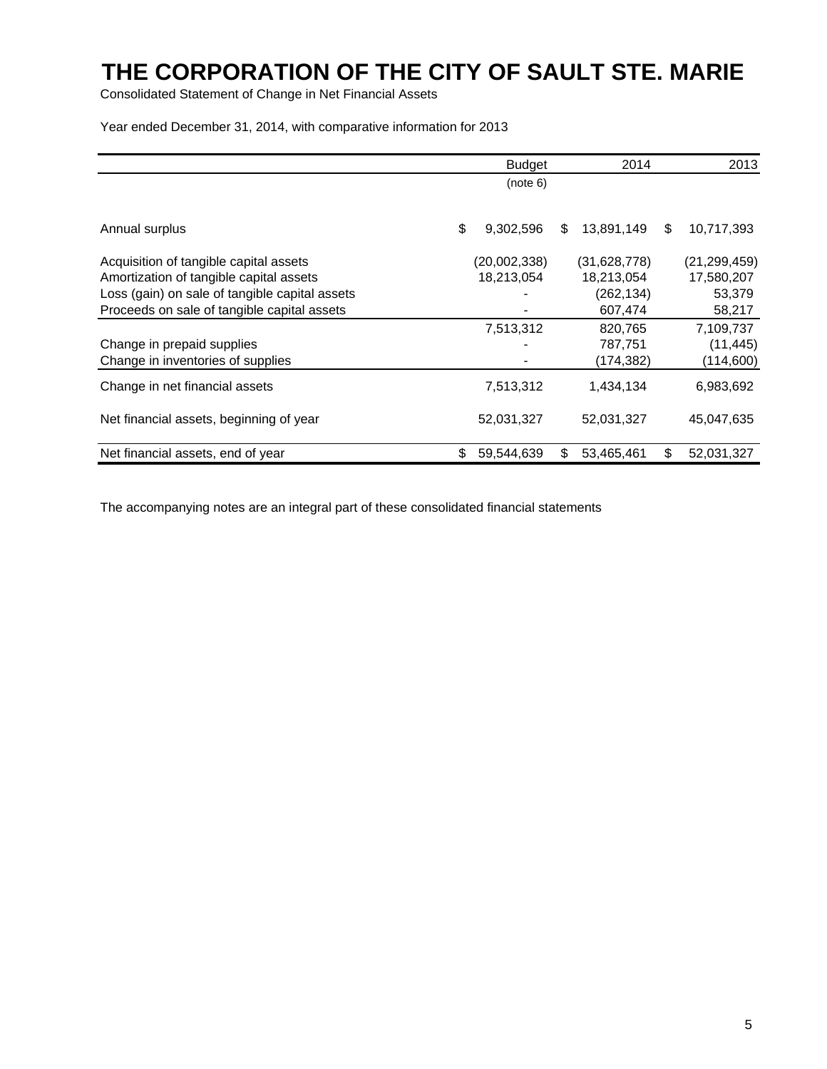# THE CORPORATION OF THE CITY OF SAULT STE. MARIE

Consolidated Statement of Change in Net Financial Assets

Year ended December 31, 2014, with comparative information for 2013

| | Budget (note 6) | 2014 | 2013 |
|---|---|---|---|
| Annual surplus | $ 9,302,596 | $ 13,891,149 | $ 10,717,393 |
| Acquisition of tangible capital assets | (20,002,338) | (31,628,778) | (21,299,459) |
| Amortization of tangible capital assets | 18,213,054 | 18,213,054 | 17,580,207 |
| Loss (gain) on sale of tangible capital assets | - | (262,134) | 53,379 |
| Proceeds on sale of tangible capital assets | - | 607,474 | 58,217 |
| | 7,513,312 | 820,765 | 7,109,737 |
| Change in prepaid supplies | - | 787,751 | (11,445) |
| Change in inventories of supplies | - | (174,382) | (114,600) |
| Change in net financial assets | 7,513,312 | 1,434,134 | 6,983,692 |
| Net financial assets, beginning of year | 52,031,327 | 52,031,327 | 45,047,635 |
| Net financial assets, end of year | $ 59,544,639 | $ 53,465,461 | $ 52,031,327 |

The accompanying notes are an integral part of these consolidated financial statements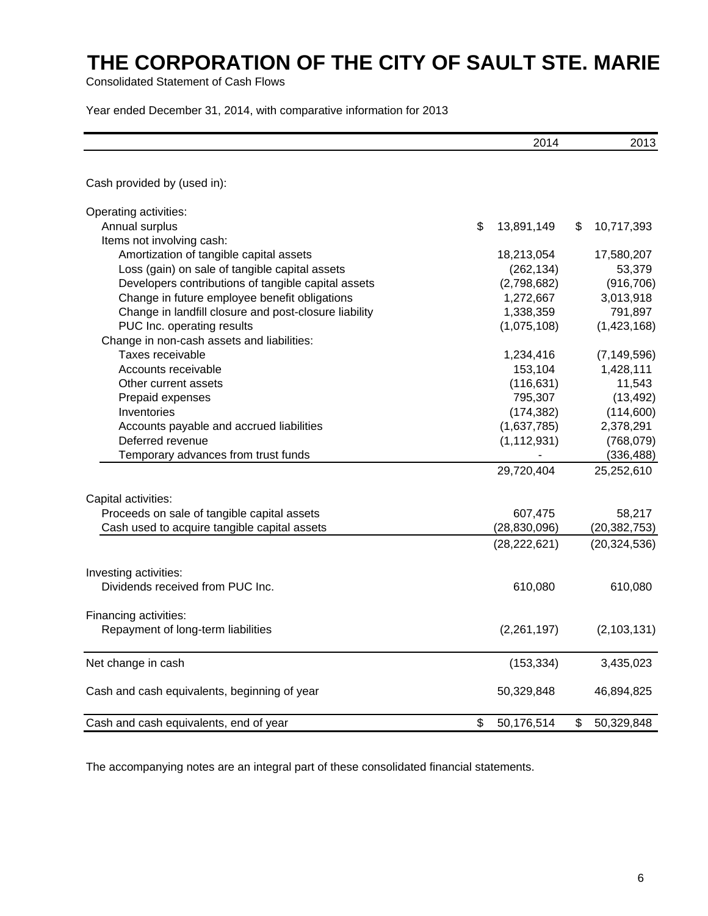# THE CORPORATION OF THE CITY OF SAULT STE. MARIE

Consolidated Statement of Cash Flows

Year ended December 31, 2014, with comparative information for 2013

| | 2014 | 2013 |
|---|---|---|
| Cash provided by (used in): | | |
| Operating activities: | | |
| Annual surplus | $ 13,891,149 | $ 10,717,393 |
| Items not involving cash: | | |
| Amortization of tangible capital assets | 18,213,054 | 17,580,207 |
| Loss (gain) on sale of tangible capital assets | (262,134) | 53,379 |
| Developers contributions of tangible capital assets | (2,798,682) | (916,706) |
| Change in future employee benefit obligations | 1,272,667 | 3,013,918 |
| Change in landfill closure and post-closure liability | 1,338,359 | 791,897 |
| PUC Inc. operating results | (1,075,108) | (1,423,168) |
| Change in non-cash assets and liabilities: | | |
| Taxes receivable | 1,234,416 | (7,149,596) |
| Accounts receivable | 153,104 | 1,428,111 |
| Other current assets | (116,631) | 11,543 |
| Prepaid expenses | 795,307 | (13,492) |
| Inventories | (174,382) | (114,600) |
| Accounts payable and accrued liabilities | (1,637,785) | 2,378,291 |
| Deferred revenue | (1,112,931) | (768,079) |
| Temporary advances from trust funds | - | (336,488) |
| | 29,720,404 | 25,252,610 |
| Capital activities: | | |
| Proceeds on sale of tangible capital assets | 607,475 | 58,217 |
| Cash used to acquire tangible capital assets | (28,830,096) | (20,382,753) |
| | (28,222,621) | (20,324,536) |
| Investing activities: | | |
| Dividends received from PUC Inc. | 610,080 | 610,080 |
| Financing activities: | | |
| Repayment of long-term liabilities | (2,261,197) | (2,103,131) |
| Net change in cash | (153,334) | 3,435,023 |
| Cash and cash equivalents, beginning of year | 50,329,848 | 46,894,825 |
| Cash and cash equivalents, end of year | $ 50,176,514 | $ 50,329,848 |

The accompanying notes are an integral part of these consolidated financial statements.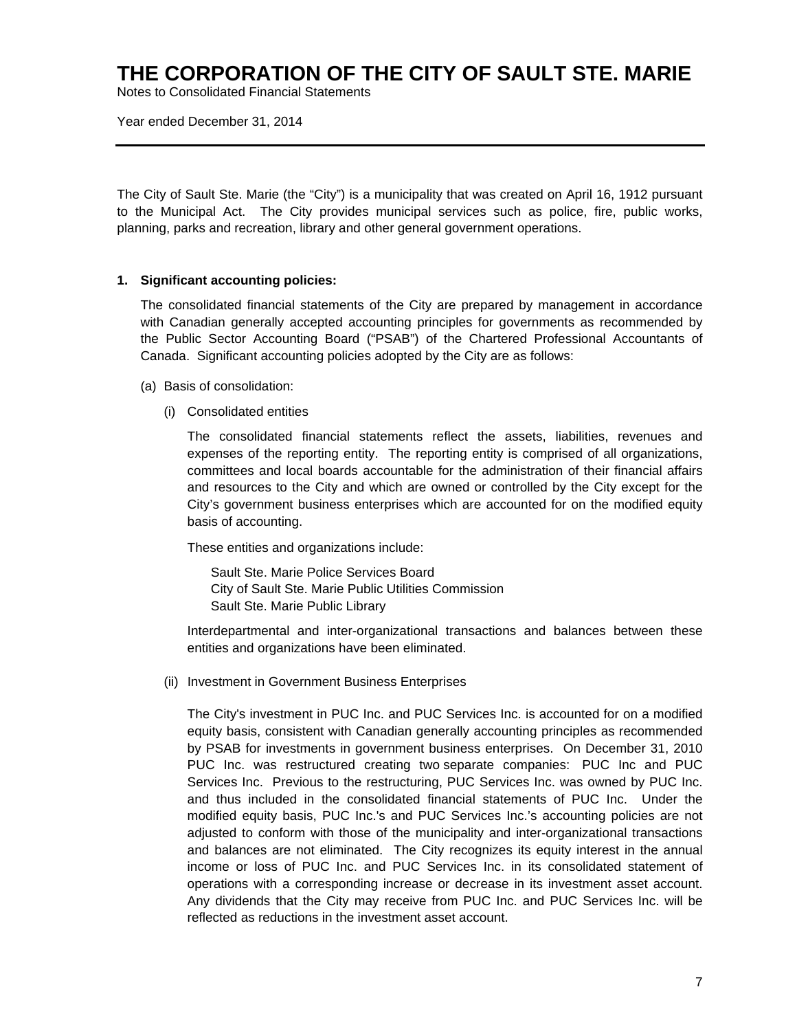# THE CORPORATION OF THE CITY OF SAULT STE. MARIE

Notes to Consolidated Financial Statements

Year ended December 31, 2014

The City of Sault Ste. Marie (the "City") is a municipality that was created on April 16, 1912 pursuant to the Municipal Act. The City provides municipal services such as police, fire, public works, planning, parks and recreation, library and other general government operations.

## 1. Significant accounting policies:

The consolidated financial statements of the City are prepared by management in accordance with Canadian generally accepted accounting principles for governments as recommended by the Public Sector Accounting Board ("PSAB") of the Chartered Professional Accountants of Canada. Significant accounting policies adopted by the City are as follows:

(a) Basis of consolidation:

(i) Consolidated entities

The consolidated financial statements reflect the assets, liabilities, revenues and expenses of the reporting entity. The reporting entity is comprised of all organizations, committees and local boards accountable for the administration of their financial affairs and resources to the City and which are owned or controlled by the City except for the City's government business enterprises which are accounted for on the modified equity basis of accounting.

These entities and organizations include:

Sault Ste. Marie Police Services Board
City of Sault Ste. Marie Public Utilities Commission
Sault Ste. Marie Public Library

Interdepartmental and inter-organizational transactions and balances between these entities and organizations have been eliminated.

(ii) Investment in Government Business Enterprises

The City's investment in PUC Inc. and PUC Services Inc. is accounted for on a modified equity basis, consistent with Canadian generally accounting principles as recommended by PSAB for investments in government business enterprises. On December 31, 2010 PUC Inc. was restructured creating two separate companies: PUC Inc and PUC Services Inc. Previous to the restructuring, PUC Services Inc. was owned by PUC Inc. and thus included in the consolidated financial statements of PUC Inc. Under the modified equity basis, PUC Inc.'s and PUC Services Inc.'s accounting policies are not adjusted to conform with those of the municipality and inter-organizational transactions and balances are not eliminated. The City recognizes its equity interest in the annual income or loss of PUC Inc. and PUC Services Inc. in its consolidated statement of operations with a corresponding increase or decrease in its investment asset account. Any dividends that the City may receive from PUC Inc. and PUC Services Inc. will be reflected as reductions in the investment asset account.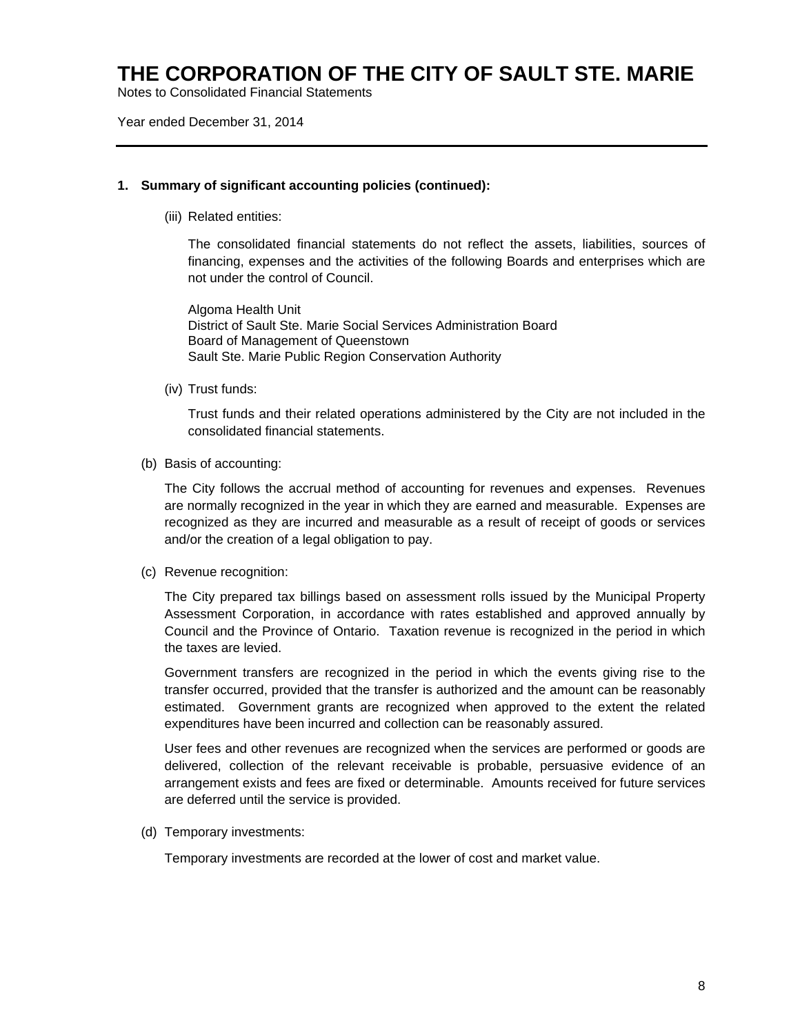# THE CORPORATION OF THE CITY OF SAULT STE. MARIE

Notes to Consolidated Financial Statements

Year ended December 31, 2014

---

**1. Summary of significant accounting policies (continued):**

(iii) Related entities:

The consolidated financial statements do not reflect the assets, liabilities, sources of financing, expenses and the activities of the following Boards and enterprises which are not under the control of Council.

Algoma Health Unit
District of Sault Ste. Marie Social Services Administration Board
Board of Management of Queenstown
Sault Ste. Marie Public Region Conservation Authority

(iv) Trust funds:

Trust funds and their related operations administered by the City are not included in the consolidated financial statements.

(b) Basis of accounting:

The City follows the accrual method of accounting for revenues and expenses. Revenues are normally recognized in the year in which they are earned and measurable. Expenses are recognized as they are incurred and measurable as a result of receipt of goods or services and/or the creation of a legal obligation to pay.

(c) Revenue recognition:

The City prepared tax billings based on assessment rolls issued by the Municipal Property Assessment Corporation, in accordance with rates established and approved annually by Council and the Province of Ontario. Taxation revenue is recognized in the period in which the taxes are levied.

Government transfers are recognized in the period in which the events giving rise to the transfer occurred, provided that the transfer is authorized and the amount can be reasonably estimated. Government grants are recognized when approved to the extent the related expenditures have been incurred and collection can be reasonably assured.

User fees and other revenues are recognized when the services are performed or goods are delivered, collection of the relevant receivable is probable, persuasive evidence of an arrangement exists and fees are fixed or determinable. Amounts received for future services are deferred until the service is provided.

(d) Temporary investments:

Temporary investments are recorded at the lower of cost and market value.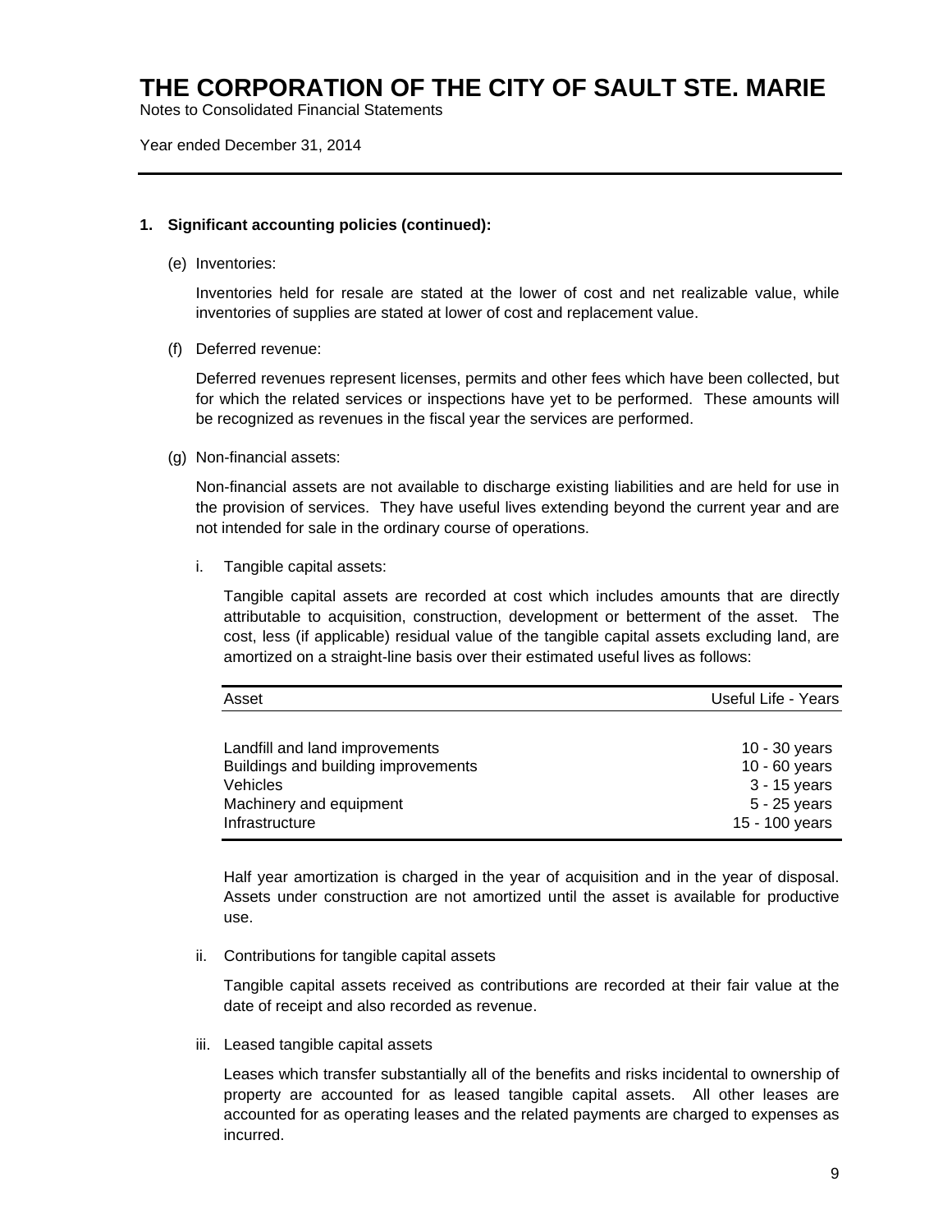# THE CORPORATION OF THE CITY OF SAULT STE. MARIE

Notes to Consolidated Financial Statements

Year ended December 31, 2014

**1. Significant accounting policies (continued):**

(e) Inventories:

Inventories held for resale are stated at the lower of cost and net realizable value, while inventories of supplies are stated at lower of cost and replacement value.

(f) Deferred revenue:

Deferred revenues represent licenses, permits and other fees which have been collected, but for which the related services or inspections have yet to be performed. These amounts will be recognized as revenues in the fiscal year the services are performed.

(g) Non-financial assets:

Non-financial assets are not available to discharge existing liabilities and are held for use in the provision of services. They have useful lives extending beyond the current year and are not intended for sale in the ordinary course of operations.

i. Tangible capital assets:

Tangible capital assets are recorded at cost which includes amounts that are directly attributable to acquisition, construction, development or betterment of the asset. The cost, less (if applicable) residual value of the tangible capital assets excluding land, are amortized on a straight-line basis over their estimated useful lives as follows:

| Asset | Useful Life - Years |
|---|---|
| Landfill and land improvements | 10 - 30 years |
| Buildings and building improvements | 10 - 60 years |
| Vehicles | 3 - 15 years |
| Machinery and equipment | 5 - 25 years |
| Infrastructure | 15 - 100 years |

Half year amortization is charged in the year of acquisition and in the year of disposal. Assets under construction are not amortized until the asset is available for productive use.

ii. Contributions for tangible capital assets

Tangible capital assets received as contributions are recorded at their fair value at the date of receipt and also recorded as revenue.

iii. Leased tangible capital assets

Leases which transfer substantially all of the benefits and risks incidental to ownership of property are accounted for as leased tangible capital assets. All other leases are accounted for as operating leases and the related payments are charged to expenses as incurred.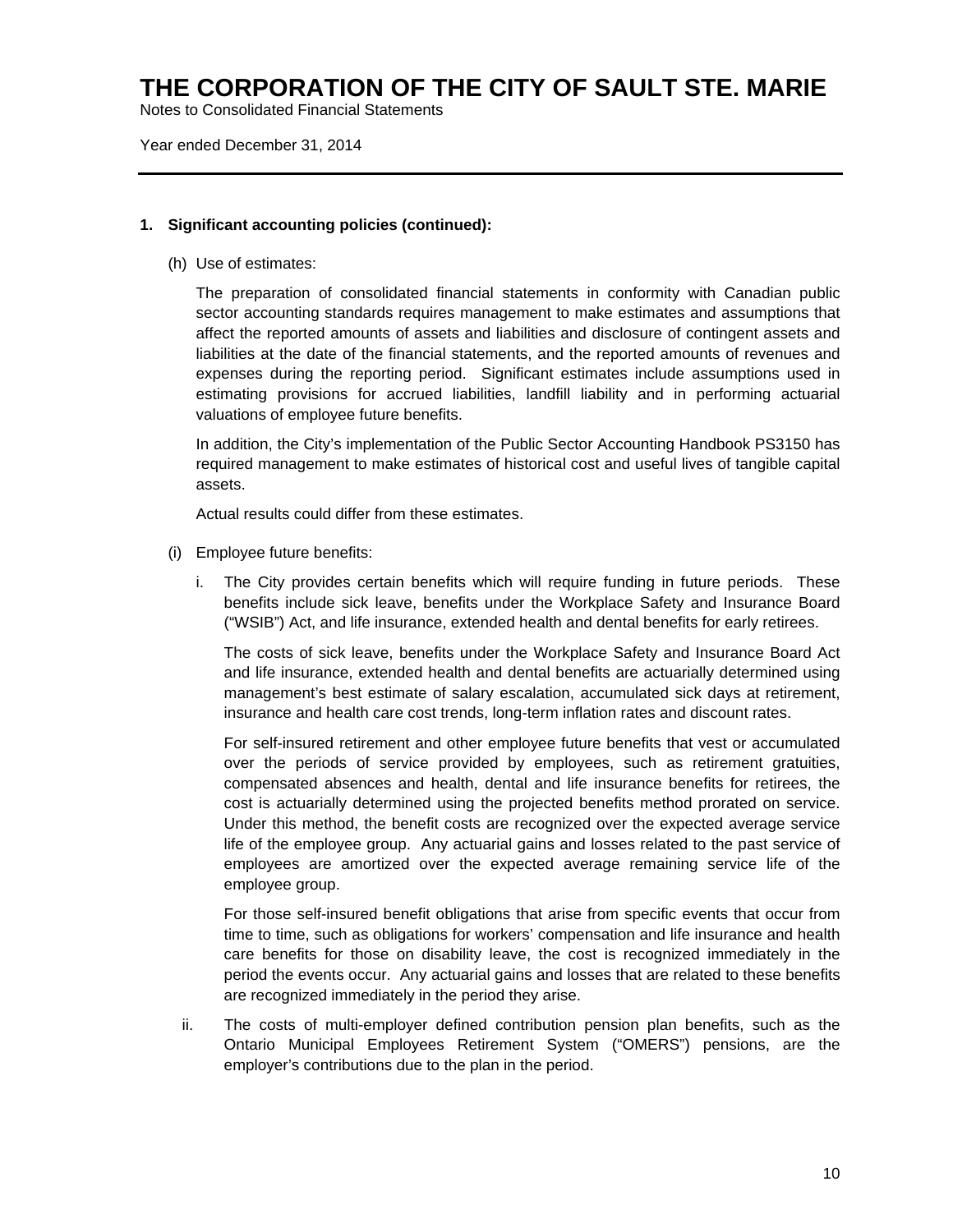# THE CORPORATION OF THE CITY OF SAULT STE. MARIE

Notes to Consolidated Financial Statements

Year ended December 31, 2014

---

**1. Significant accounting policies (continued):**

(h) Use of estimates:

The preparation of consolidated financial statements in conformity with Canadian public sector accounting standards requires management to make estimates and assumptions that affect the reported amounts of assets and liabilities and disclosure of contingent assets and liabilities at the date of the financial statements, and the reported amounts of revenues and expenses during the reporting period. Significant estimates include assumptions used in estimating provisions for accrued liabilities, landfill liability and in performing actuarial valuations of employee future benefits.

In addition, the City's implementation of the Public Sector Accounting Handbook PS3150 has required management to make estimates of historical cost and useful lives of tangible capital assets.

Actual results could differ from these estimates.

(i) Employee future benefits:

i. The City provides certain benefits which will require funding in future periods. These benefits include sick leave, benefits under the Workplace Safety and Insurance Board ("WSIB") Act, and life insurance, extended health and dental benefits for early retirees.

The costs of sick leave, benefits under the Workplace Safety and Insurance Board Act and life insurance, extended health and dental benefits are actuarially determined using management's best estimate of salary escalation, accumulated sick days at retirement, insurance and health care cost trends, long-term inflation rates and discount rates.

For self-insured retirement and other employee future benefits that vest or accumulated over the periods of service provided by employees, such as retirement gratuities, compensated absences and health, dental and life insurance benefits for retirees, the cost is actuarially determined using the projected benefits method prorated on service. Under this method, the benefit costs are recognized over the expected average service life of the employee group. Any actuarial gains and losses related to the past service of employees are amortized over the expected average remaining service life of the employee group.

For those self-insured benefit obligations that arise from specific events that occur from time to time, such as obligations for workers' compensation and life insurance and health care benefits for those on disability leave, the cost is recognized immediately in the period the events occur. Any actuarial gains and losses that are related to these benefits are recognized immediately in the period they arise.

ii. The costs of multi-employer defined contribution pension plan benefits, such as the Ontario Municipal Employees Retirement System ("OMERS") pensions, are the employer's contributions due to the plan in the period.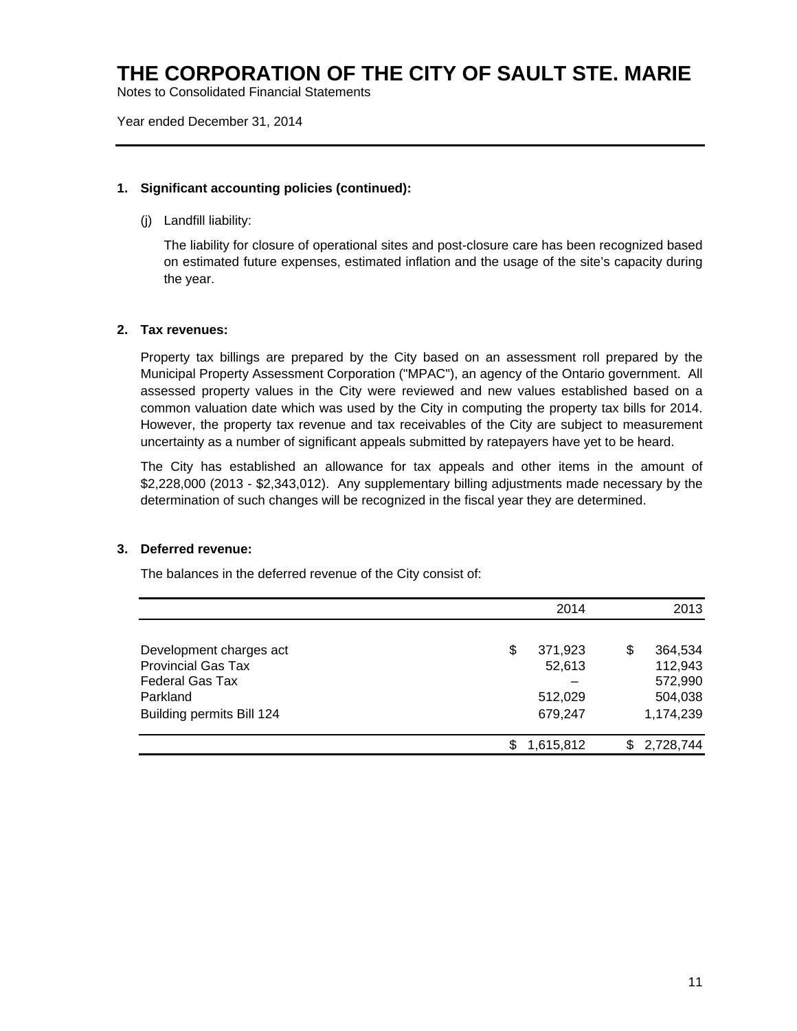# THE CORPORATION OF THE CITY OF SAULT STE. MARIE

Notes to Consolidated Financial Statements

Year ended December 31, 2014

---

**1. Significant accounting policies (continued):**

(j) Landfill liability:

The liability for closure of operational sites and post-closure care has been recognized based on estimated future expenses, estimated inflation and the usage of the site's capacity during the year.

**2. Tax revenues:**

Property tax billings are prepared by the City based on an assessment roll prepared by the Municipal Property Assessment Corporation ("MPAC"), an agency of the Ontario government. All assessed property values in the City were reviewed and new values established based on a common valuation date which was used by the City in computing the property tax bills for 2014. However, the property tax revenue and tax receivables of the City are subject to measurement uncertainty as a number of significant appeals submitted by ratepayers have yet to be heard.

The City has established an allowance for tax appeals and other items in the amount of $2,228,000 (2013 - $2,343,012). Any supplementary billing adjustments made necessary by the determination of such changes will be recognized in the fiscal year they are determined.

**3. Deferred revenue:**

The balances in the deferred revenue of the City consist of:

| | 2014 | 2013 |
|---|---:|---:|
| Development charges act | $ 371,923 | $ 364,534 |
| Provincial Gas Tax | 52,613 | 112,943 |
| Federal Gas Tax | – | 572,990 |
| Parkland | 512,029 | 504,038 |
| Building permits Bill 124 | 679,247 | 1,174,239 |
| | $ 1,615,812 | $ 2,728,744 |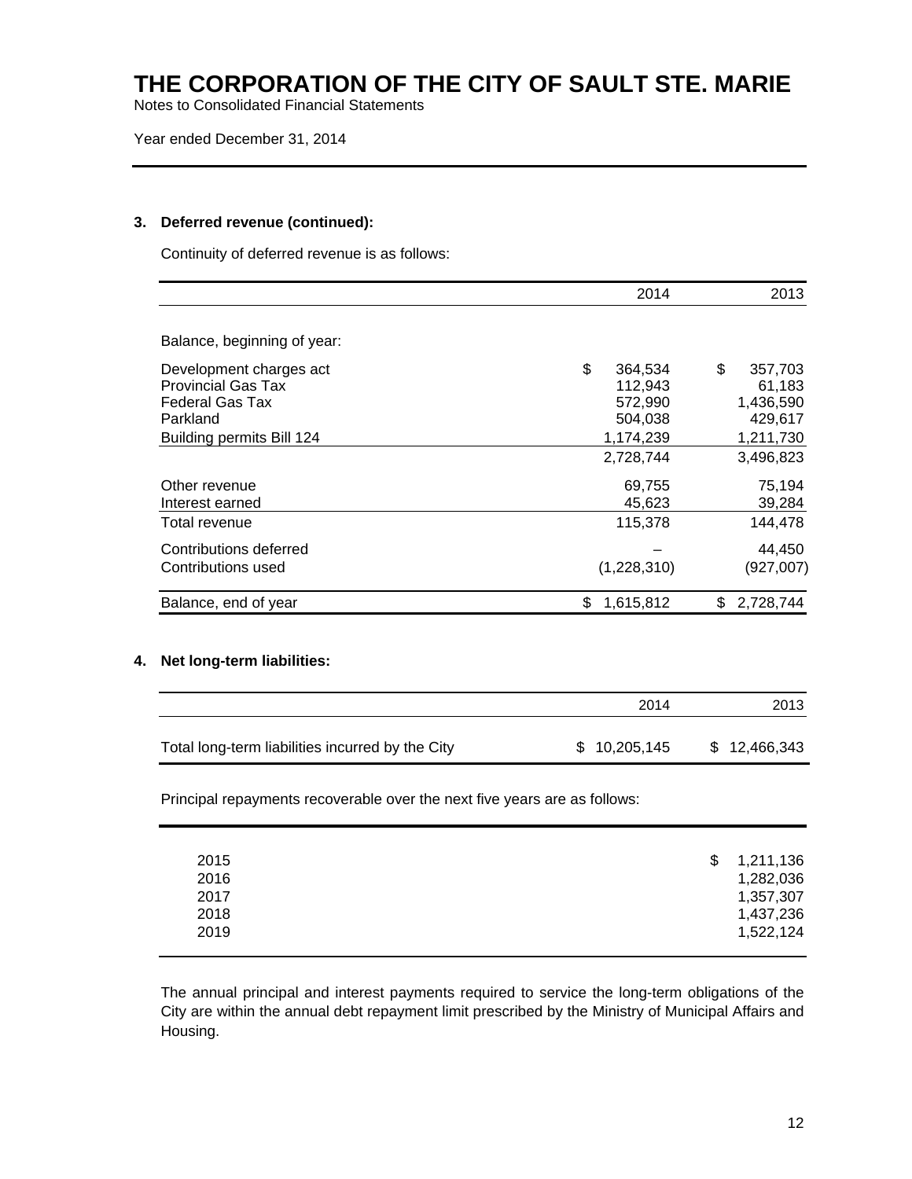# THE CORPORATION OF THE CITY OF SAULT STE. MARIE

Notes to Consolidated Financial Statements

Year ended December 31, 2014

## 3. Deferred revenue (continued):

Continuity of deferred revenue is as follows:

| | 2014 | 2013 |
|---|---|---|
| Balance, beginning of year: | | |
| Development charges act | $ 364,534 | $ 357,703 |
| Provincial Gas Tax | 112,943 | 61,183 |
| Federal Gas Tax | 572,990 | 1,436,590 |
| Parkland | 504,038 | 429,617 |
| Building permits Bill 124 | 1,174,239 | 1,211,730 |
| | 2,728,744 | 3,496,823 |
| Other revenue | 69,755 | 75,194 |
| Interest earned | 45,623 | 39,284 |
| Total revenue | 115,378 | 144,478 |
| Contributions deferred | – | 44,450 |
| Contributions used | (1,228,310) | (927,007) |
| Balance, end of year | $ 1,615,812 | $ 2,728,744 |

## 4. Net long-term liabilities:

| | 2014 | 2013 |
|---|---|---|
| Total long-term liabilities incurred by the City | $ 10,205,145 | $ 12,466,343 |

Principal repayments recoverable over the next five years are as follows:

| | |
|---|---|
| 2015 | $ 1,211,136 |
| 2016 | 1,282,036 |
| 2017 | 1,357,307 |
| 2018 | 1,437,236 |
| 2019 | 1,522,124 |

The annual principal and interest payments required to service the long-term obligations of the City are within the annual debt repayment limit prescribed by the Ministry of Municipal Affairs and Housing.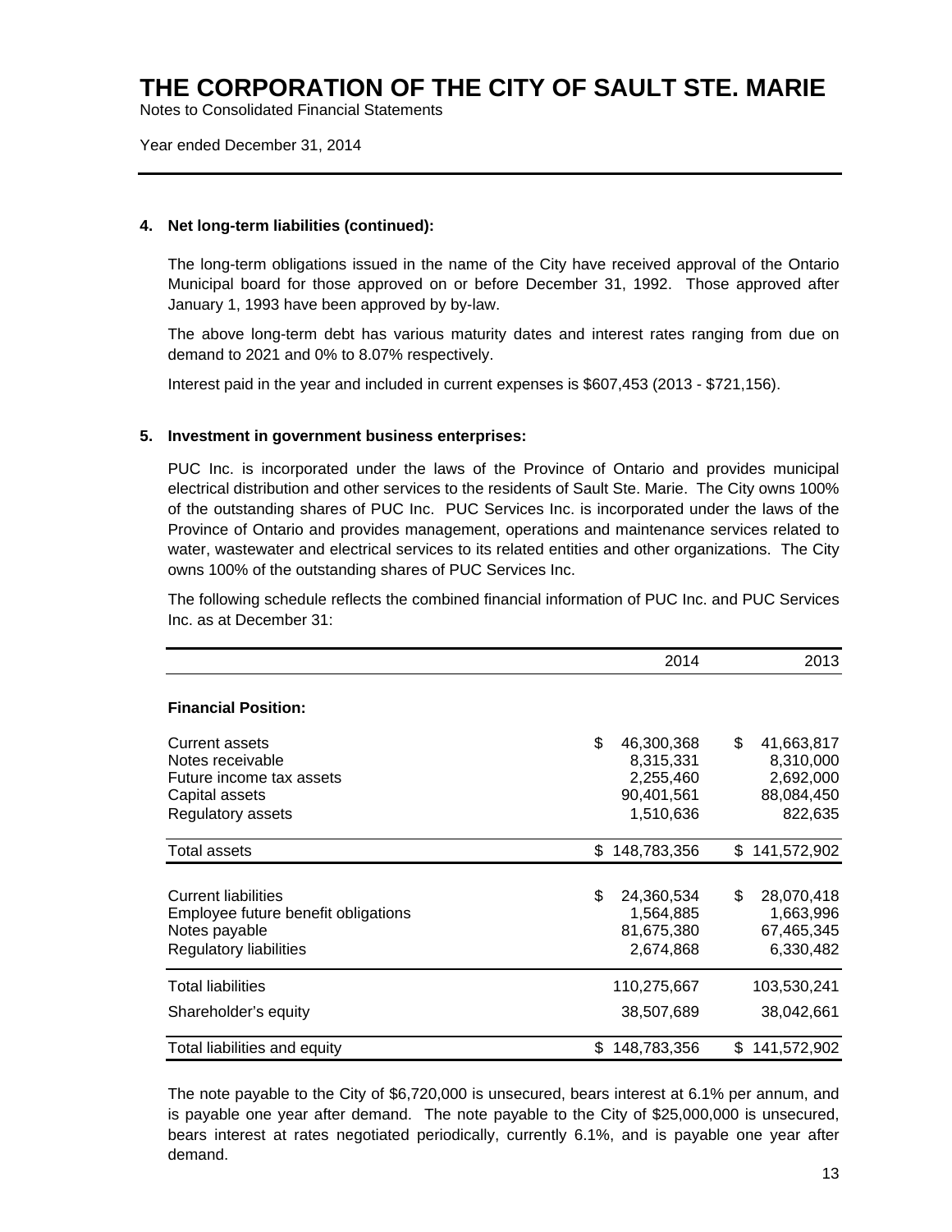# THE CORPORATION OF THE CITY OF SAULT STE. MARIE

Notes to Consolidated Financial Statements

Year ended December 31, 2014

**4. Net long-term liabilities (continued):**

The long-term obligations issued in the name of the City have received approval of the Ontario Municipal board for those approved on or before December 31, 1992. Those approved after January 1, 1993 have been approved by by-law.

The above long-term debt has various maturity dates and interest rates ranging from due on demand to 2021 and 0% to 8.07% respectively.

Interest paid in the year and included in current expenses is $607,453 (2013 - $721,156).

**5. Investment in government business enterprises:**

PUC Inc. is incorporated under the laws of the Province of Ontario and provides municipal electrical distribution and other services to the residents of Sault Ste. Marie. The City owns 100% of the outstanding shares of PUC Inc. PUC Services Inc. is incorporated under the laws of the Province of Ontario and provides management, operations and maintenance services related to water, wastewater and electrical services to its related entities and other organizations. The City owns 100% of the outstanding shares of PUC Services Inc.

The following schedule reflects the combined financial information of PUC Inc. and PUC Services Inc. as at December 31:

| | 2014 | 2013 |
|---|---|---|
| **Financial Position:** | | |
| Current assets | $ 46,300,368 | $ 41,663,817 |
| Notes receivable | 8,315,331 | 8,310,000 |
| Future income tax assets | 2,255,460 | 2,692,000 |
| Capital assets | 90,401,561 | 88,084,450 |
| Regulatory assets | 1,510,636 | 822,635 |
| Total assets | $ 148,783,356 | $ 141,572,902 |
| Current liabilities | $ 24,360,534 | $ 28,070,418 |
| Employee future benefit obligations | 1,564,885 | 1,663,996 |
| Notes payable | 81,675,380 | 67,465,345 |
| Regulatory liabilities | 2,674,868 | 6,330,482 |
| Total liabilities | 110,275,667 | 103,530,241 |
| Shareholder's equity | 38,507,689 | 38,042,661 |
| Total liabilities and equity | $ 148,783,356 | $ 141,572,902 |

The note payable to the City of $6,720,000 is unsecured, bears interest at 6.1% per annum, and is payable one year after demand. The note payable to the City of $25,000,000 is unsecured, bears interest at rates negotiated periodically, currently 6.1%, and is payable one year after demand.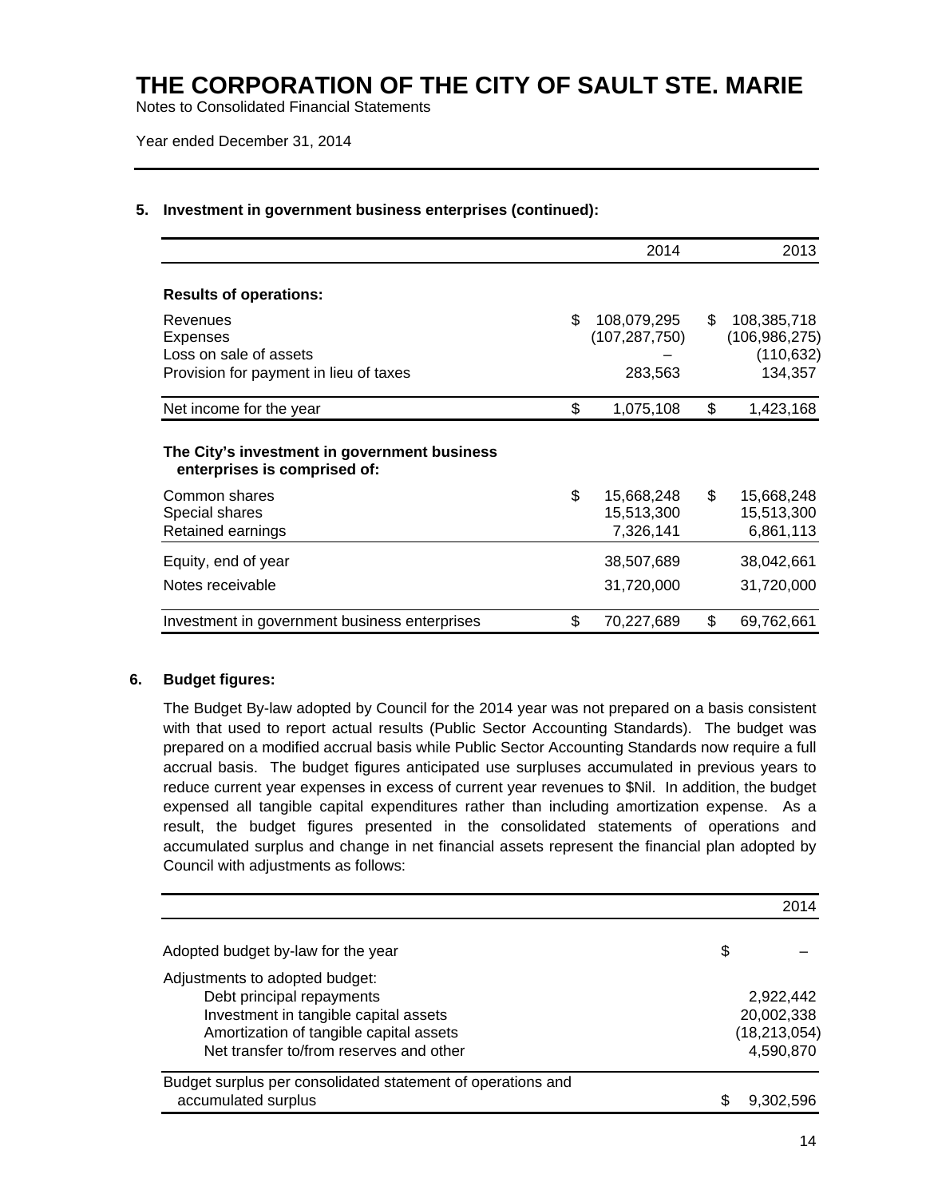# THE CORPORATION OF THE CITY OF SAULT STE. MARIE

Notes to Consolidated Financial Statements

Year ended December 31, 2014

## 5. Investment in government business enterprises (continued):

| | 2014 | 2013 |
|---|---|---|
| **Results of operations:** | | |
| Revenues | $ 108,079,295 | $ 108,385,718 |
| Expenses | (107,287,750) | (106,986,275) |
| Loss on sale of assets | – | (110,632) |
| Provision for payment in lieu of taxes | 283,563 | 134,357 |
| Net income for the year | $ 1,075,108 | $ 1,423,168 |
| **The City's investment in government business enterprises is comprised of:** | | |
| Common shares | $ 15,668,248 | $ 15,668,248 |
| Special shares | 15,513,300 | 15,513,300 |
| Retained earnings | 7,326,141 | 6,861,113 |
| Equity, end of year | 38,507,689 | 38,042,661 |
| Notes receivable | 31,720,000 | 31,720,000 |
| Investment in government business enterprises | $ 70,227,689 | $ 69,762,661 |

## 6. Budget figures:

The Budget By-law adopted by Council for the 2014 year was not prepared on a basis consistent with that used to report actual results (Public Sector Accounting Standards). The budget was prepared on a modified accrual basis while Public Sector Accounting Standards now require a full accrual basis. The budget figures anticipated use surpluses accumulated in previous years to reduce current year expenses in excess of current year revenues to $Nil. In addition, the budget expensed all tangible capital expenditures rather than including amortization expense. As a result, the budget figures presented in the consolidated statements of operations and accumulated surplus and change in net financial assets represent the financial plan adopted by Council with adjustments as follows:

| | 2014 |
|---|---|
| Adopted budget by-law for the year | $ – |
| Adjustments to adopted budget: | |
| Debt principal repayments | 2,922,442 |
| Investment in tangible capital assets | 20,002,338 |
| Amortization of tangible capital assets | (18,213,054) |
| Net transfer to/from reserves and other | 4,590,870 |
| Budget surplus per consolidated statement of operations and accumulated surplus | $ 9,302,596 |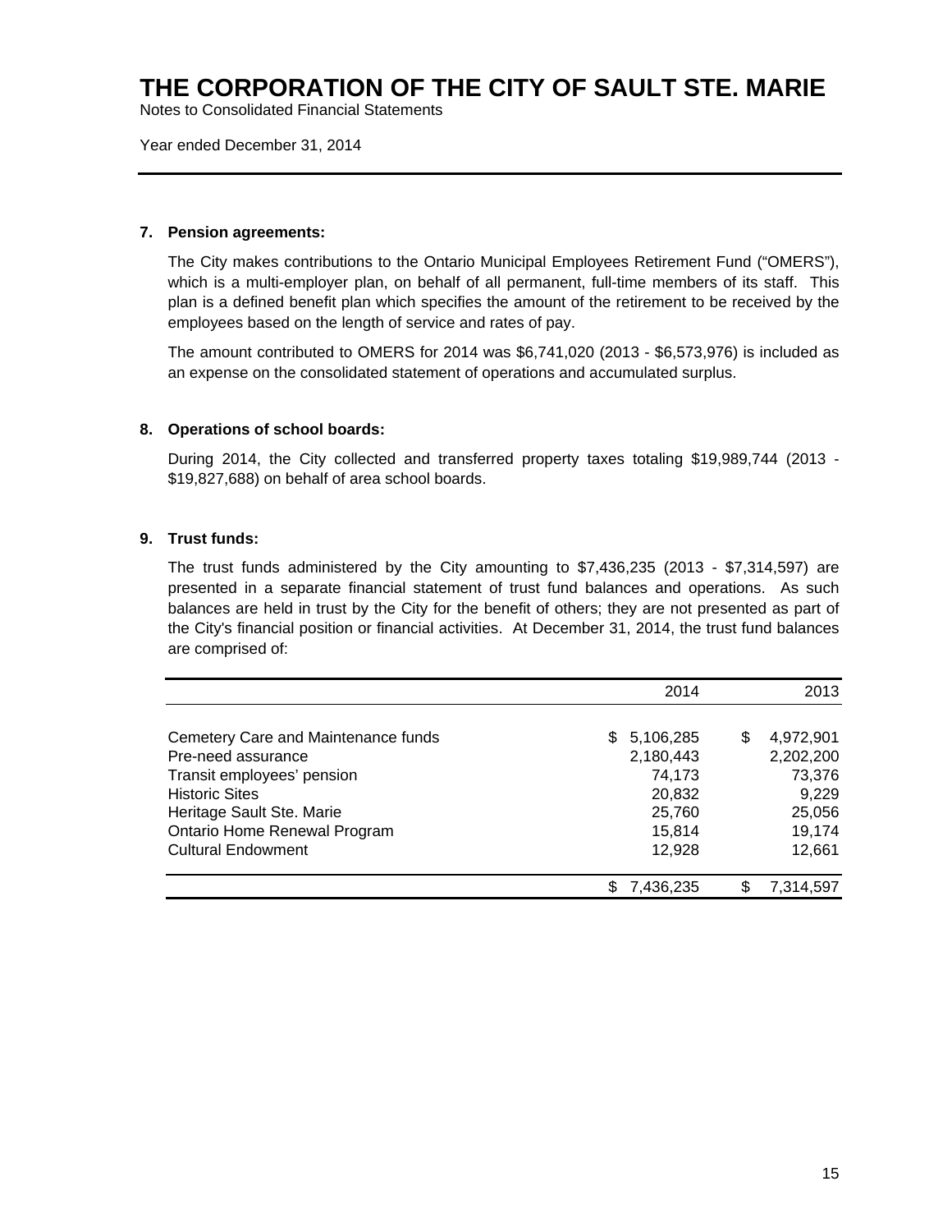# THE CORPORATION OF THE CITY OF SAULT STE. MARIE

Notes to Consolidated Financial Statements

Year ended December 31, 2014

---

**7. Pension agreements:**

The City makes contributions to the Ontario Municipal Employees Retirement Fund ("OMERS"), which is a multi-employer plan, on behalf of all permanent, full-time members of its staff. This plan is a defined benefit plan which specifies the amount of the retirement to be received by the employees based on the length of service and rates of pay.

The amount contributed to OMERS for 2014 was $6,741,020 (2013 - $6,573,976) is included as an expense on the consolidated statement of operations and accumulated surplus.

**8. Operations of school boards:**

During 2014, the City collected and transferred property taxes totaling $19,989,744 (2013 - $19,827,688) on behalf of area school boards.

**9. Trust funds:**

The trust funds administered by the City amounting to $7,436,235 (2013 - $7,314,597) are presented in a separate financial statement of trust fund balances and operations. As such balances are held in trust by the City for the benefit of others; they are not presented as part of the City's financial position or financial activities. At December 31, 2014, the trust fund balances are comprised of:

| | 2014 | 2013 |
|---|---:|---:|
| Cemetery Care and Maintenance funds | $ 5,106,285 | $ 4,972,901 |
| Pre-need assurance | 2,180,443 | 2,202,200 |
| Transit employees' pension | 74,173 | 73,376 |
| Historic Sites | 20,832 | 9,229 |
| Heritage Sault Ste. Marie | 25,760 | 25,056 |
| Ontario Home Renewal Program | 15,814 | 19,174 |
| Cultural Endowment | 12,928 | 12,661 |
| | $ 7,436,235 | $ 7,314,597 |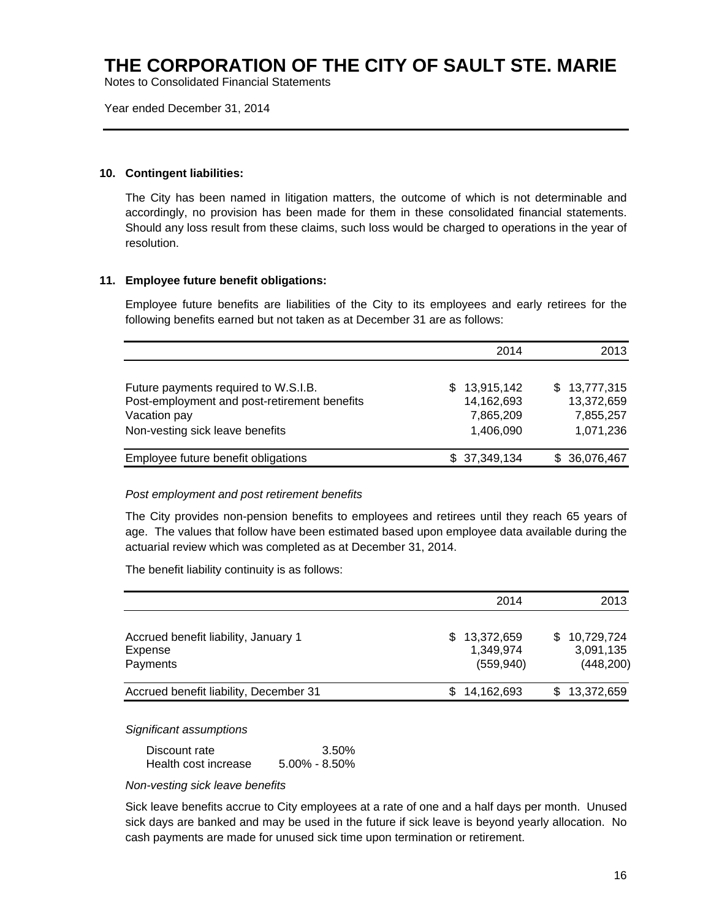# THE CORPORATION OF THE CITY OF SAULT STE. MARIE

Notes to Consolidated Financial Statements

Year ended December 31, 2014

## 10. Contingent liabilities:

The City has been named in litigation matters, the outcome of which is not determinable and accordingly, no provision has been made for them in these consolidated financial statements. Should any loss result from these claims, such loss would be charged to operations in the year of resolution.

## 11. Employee future benefit obligations:

Employee future benefits are liabilities of the City to its employees and early retirees for the following benefits earned but not taken as at December 31 are as follows:

| | 2014 | 2013 |
|---|---|---|
| Future payments required to W.S.I.B. | $ 13,915,142 | $ 13,777,315 |
| Post-employment and post-retirement benefits | 14,162,693 | 13,372,659 |
| Vacation pay | 7,865,209 | 7,855,257 |
| Non-vesting sick leave benefits | 1,406,090 | 1,071,236 |
| Employee future benefit obligations | $ 37,349,134 | $ 36,076,467 |

*Post employment and post retirement benefits*

The City provides non-pension benefits to employees and retirees until they reach 65 years of age. The values that follow have been estimated based upon employee data available during the actuarial review which was completed as at December 31, 2014.

The benefit liability continuity is as follows:

| | 2014 | 2013 |
|---|---|---|
| Accrued benefit liability, January 1 | $ 13,372,659 | $ 10,729,724 |
| Expense | 1,349,974 | 3,091,135 |
| Payments | (559,940) | (448,200) |
| Accrued benefit liability, December 31 | $ 14,162,693 | $ 13,372,659 |

*Significant assumptions*

| | |
|---|---|
| Discount rate | 3.50% |
| Health cost increase | 5.00% - 8.50% |

*Non-vesting sick leave benefits*

Sick leave benefits accrue to City employees at a rate of one and a half days per month. Unused sick days are banked and may be used in the future if sick leave is beyond yearly allocation. No cash payments are made for unused sick time upon termination or retirement.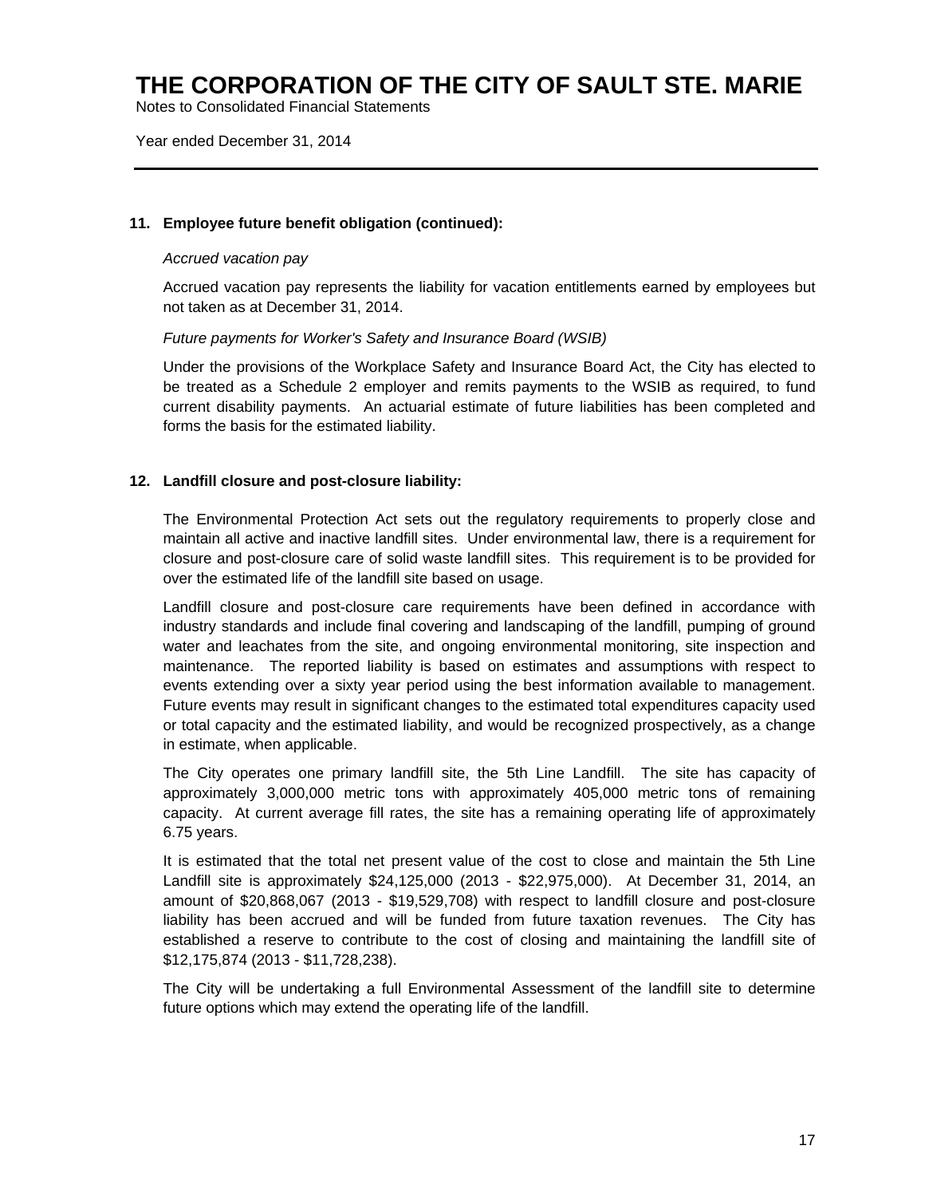# THE CORPORATION OF THE CITY OF SAULT STE. MARIE

Notes to Consolidated Financial Statements

Year ended December 31, 2014

---

**11. Employee future benefit obligation (continued):**

*Accrued vacation pay*

Accrued vacation pay represents the liability for vacation entitlements earned by employees but not taken as at December 31, 2014.

*Future payments for Worker's Safety and Insurance Board (WSIB)*

Under the provisions of the Workplace Safety and Insurance Board Act, the City has elected to be treated as a Schedule 2 employer and remits payments to the WSIB as required, to fund current disability payments. An actuarial estimate of future liabilities has been completed and forms the basis for the estimated liability.

**12. Landfill closure and post-closure liability:**

The Environmental Protection Act sets out the regulatory requirements to properly close and maintain all active and inactive landfill sites. Under environmental law, there is a requirement for closure and post-closure care of solid waste landfill sites. This requirement is to be provided for over the estimated life of the landfill site based on usage.

Landfill closure and post-closure care requirements have been defined in accordance with industry standards and include final covering and landscaping of the landfill, pumping of ground water and leachates from the site, and ongoing environmental monitoring, site inspection and maintenance. The reported liability is based on estimates and assumptions with respect to events extending over a sixty year period using the best information available to management. Future events may result in significant changes to the estimated total expenditures capacity used or total capacity and the estimated liability, and would be recognized prospectively, as a change in estimate, when applicable.

The City operates one primary landfill site, the 5th Line Landfill. The site has capacity of approximately 3,000,000 metric tons with approximately 405,000 metric tons of remaining capacity. At current average fill rates, the site has a remaining operating life of approximately 6.75 years.

It is estimated that the total net present value of the cost to close and maintain the 5th Line Landfill site is approximately $24,125,000 (2013 - $22,975,000). At December 31, 2014, an amount of $20,868,067 (2013 - $19,529,708) with respect to landfill closure and post-closure liability has been accrued and will be funded from future taxation revenues. The City has established a reserve to contribute to the cost of closing and maintaining the landfill site of $12,175,874 (2013 - $11,728,238).

The City will be undertaking a full Environmental Assessment of the landfill site to determine future options which may extend the operating life of the landfill.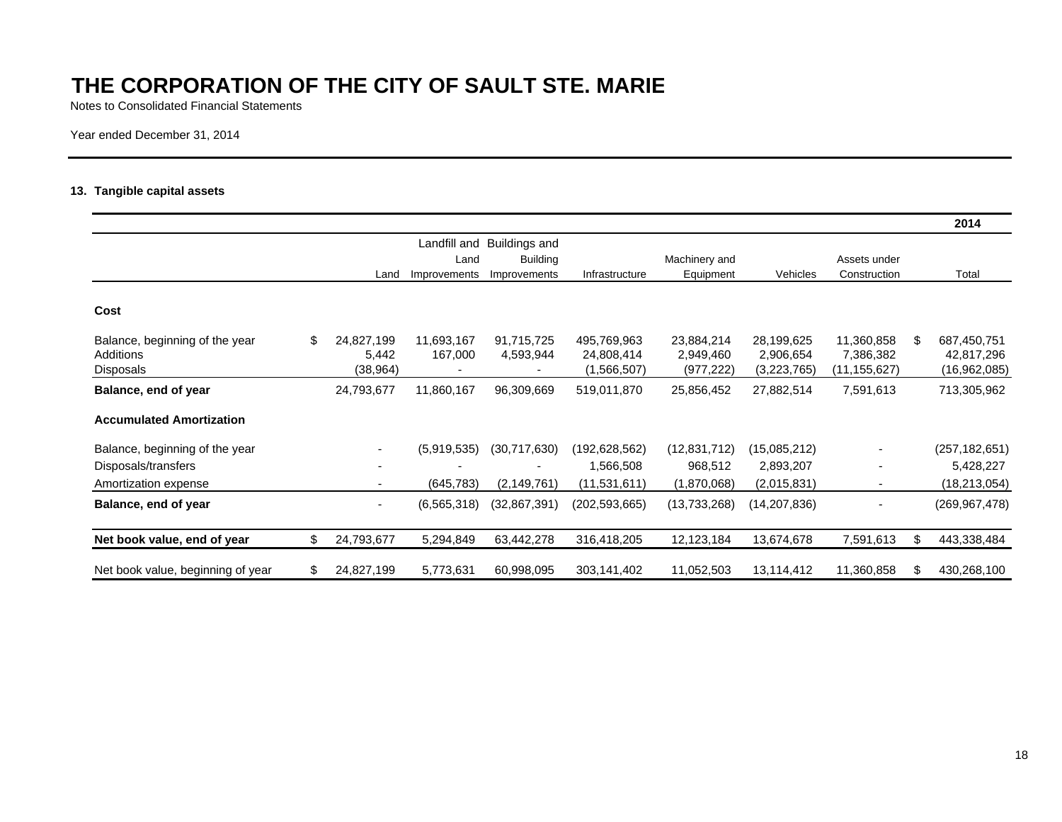# THE CORPORATION OF THE CITY OF SAULT STE. MARIE

Notes to Consolidated Financial Statements

Year ended December 31, 2014

### 13. Tangible capital assets

| | Land | Landfill and Land Improvements | Buildings and Building Improvements | Infrastructure | Machinery and Equipment | Vehicles | Assets under Construction | 2014 Total |
|---|---|---|---|---|---|---|---|---|
| **Cost** | | | | | | | | |
| Balance, beginning of the year | $ 24,827,199 | 11,693,167 | 91,715,725 | 495,769,963 | 23,884,214 | 28,199,625 | 11,360,858 | $ 687,450,751 |
| Additions | 5,442 | 167,000 | 4,593,944 | 24,808,414 | 2,949,460 | 2,906,654 | 7,386,382 | 42,817,296 |
| Disposals | (38,964) | - | - | (1,566,507) | (977,222) | (3,223,765) | (11,155,627) | (16,962,085) |
| **Balance, end of year** | 24,793,677 | 11,860,167 | 96,309,669 | 519,011,870 | 25,856,452 | 27,882,514 | 7,591,613 | 713,305,962 |
| **Accumulated Amortization** | | | | | | | | |
| Balance, beginning of the year | - | (5,919,535) | (30,717,630) | (192,628,562) | (12,831,712) | (15,085,212) | - | (257,182,651) |
| Disposals/transfers | - | - | - | 1,566,508 | 968,512 | 2,893,207 | - | 5,428,227 |
| Amortization expense | - | (645,783) | (2,149,761) | (11,531,611) | (1,870,068) | (2,015,831) | - | (18,213,054) |
| **Balance, end of year** | - | (6,565,318) | (32,867,391) | (202,593,665) | (13,733,268) | (14,207,836) | - | (269,967,478) |
| **Net book value, end of year** | $ 24,793,677 | 5,294,849 | 63,442,278 | 316,418,205 | 12,123,184 | 13,674,678 | 7,591,613 | $ 443,338,484 |
| Net book value, beginning of year | $ 24,827,199 | 5,773,631 | 60,998,095 | 303,141,402 | 11,052,503 | 13,114,412 | 11,360,858 | $ 430,268,100 |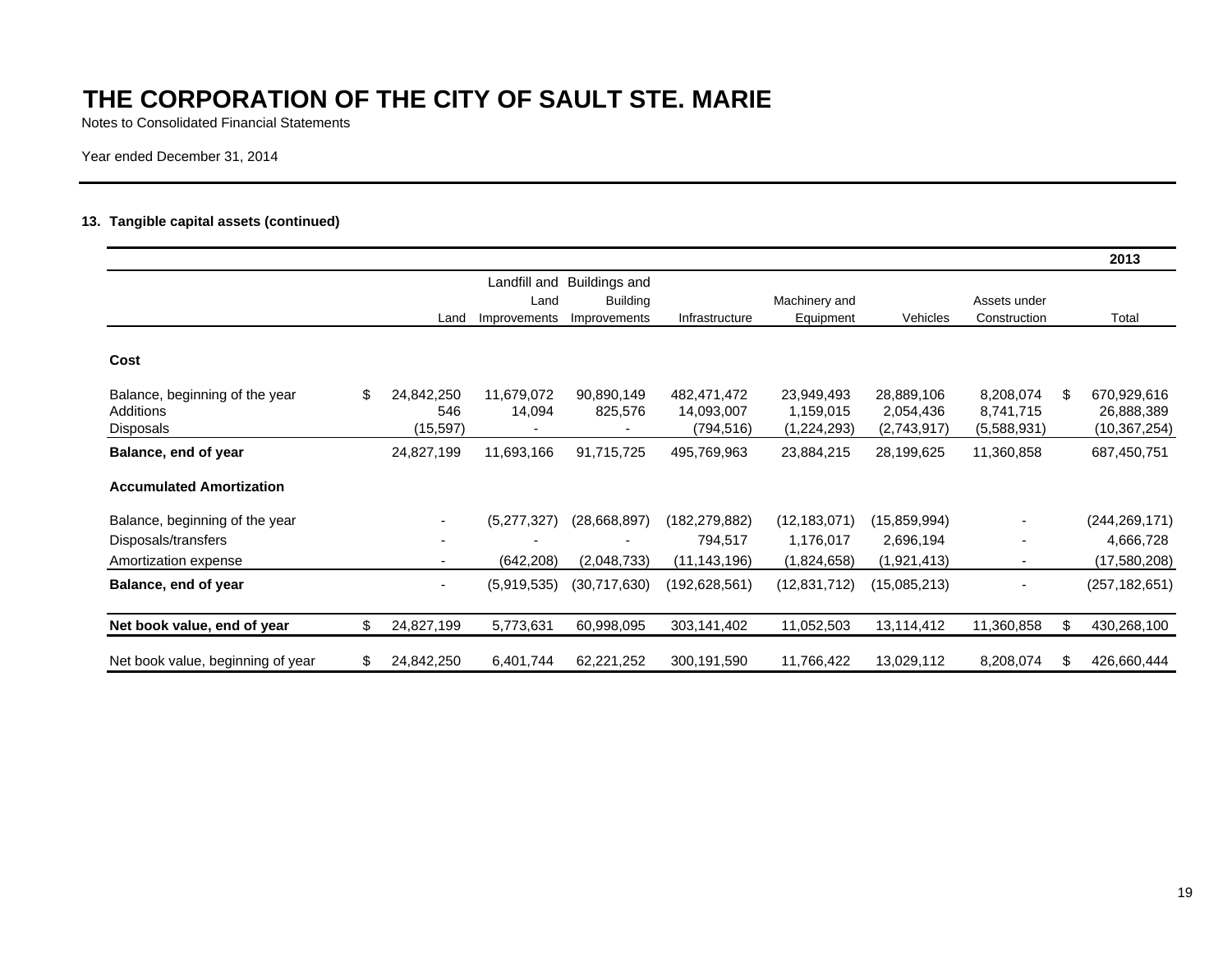# THE CORPORATION OF THE CITY OF SAULT STE. MARIE

Notes to Consolidated Financial Statements

Year ended December 31, 2014

### 13. Tangible capital assets (continued)

| | | | | | | | | 2013 |
|---|---|---|---|---|---|---|---|---|
| | Land | Landfill and Land Improvements | Buildings and Building Improvements | Infrastructure | Machinery and Equipment | Vehicles | Assets under Construction | Total |
| **Cost** | | | | | | | | |
| Balance, beginning of the year | $ 24,842,250 | 11,679,072 | 90,890,149 | 482,471,472 | 23,949,493 | 28,889,106 | 8,208,074 | $ 670,929,616 |
| Additions | 546 | 14,094 | 825,576 | 14,093,007 | 1,159,015 | 2,054,436 | 8,741,715 | 26,888,389 |
| Disposals | (15,597) | - | - | (794,516) | (1,224,293) | (2,743,917) | (5,588,931) | (10,367,254) |
| **Balance, end of year** | 24,827,199 | 11,693,166 | 91,715,725 | 495,769,963 | 23,884,215 | 28,199,625 | 11,360,858 | 687,450,751 |
| **Accumulated Amortization** | | | | | | | | |
| Balance, beginning of the year | - | (5,277,327) | (28,668,897) | (182,279,882) | (12,183,071) | (15,859,994) | - | (244,269,171) |
| Disposals/transfers | - | - | - | 794,517 | 1,176,017 | 2,696,194 | - | 4,666,728 |
| Amortization expense | - | (642,208) | (2,048,733) | (11,143,196) | (1,824,658) | (1,921,413) | - | (17,580,208) |
| **Balance, end of year** | - | (5,919,535) | (30,717,630) | (192,628,561) | (12,831,712) | (15,085,213) | - | (257,182,651) |
| **Net book value, end of year** | $ 24,827,199 | 5,773,631 | 60,998,095 | 303,141,402 | 11,052,503 | 13,114,412 | 11,360,858 | $ 430,268,100 |
| Net book value, beginning of year | $ 24,842,250 | 6,401,744 | 62,221,252 | 300,191,590 | 11,766,422 | 13,029,112 | 8,208,074 | $ 426,660,444 |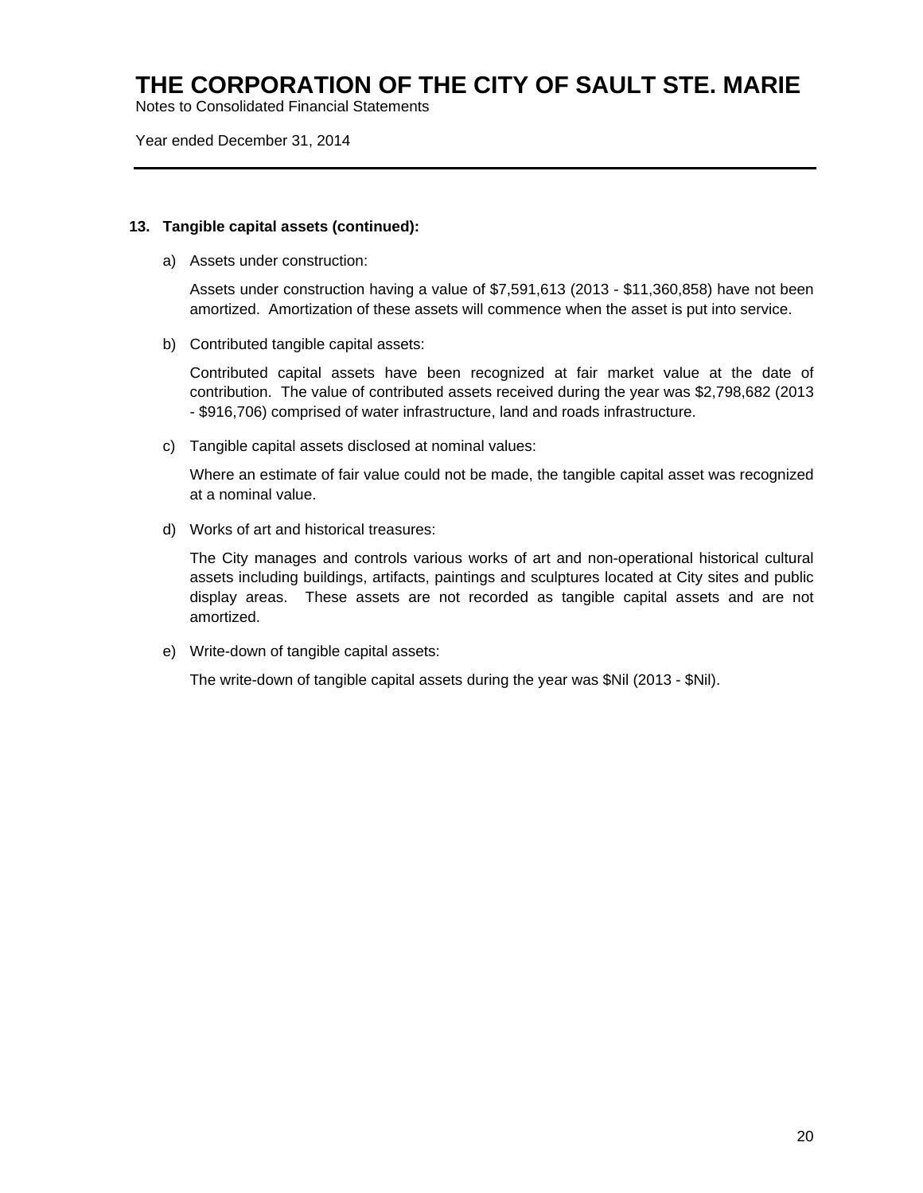### 13. Tangible capital assets (continued):

a) Assets under construction:

Assets under construction having a value of $7,591,613 (2013 - $11,360,858) have not been amortized. Amortization of these assets will commence when the asset is put into service.

b) Contributed tangible capital assets:

Contributed capital assets have been recognized at fair market value at the date of contribution. The value of contributed assets received during the year was $2,798,682 (2013 - $916,706) comprised of water infrastructure, land and roads infrastructure.

c) Tangible capital assets disclosed at nominal values:

Where an estimate of fair value could not be made, the tangible capital asset was recognized at a nominal value.

d) Works of art and historical treasures:

The City manages and controls various works of art and non-operational historical cultural assets including buildings, artifacts, paintings and sculptures located at City sites and public display areas. These assets are not recorded as tangible capital assets and are not amortized.

e) Write-down of tangible capital assets:

The write-down of tangible capital assets during the year was $Nil (2013 - $Nil).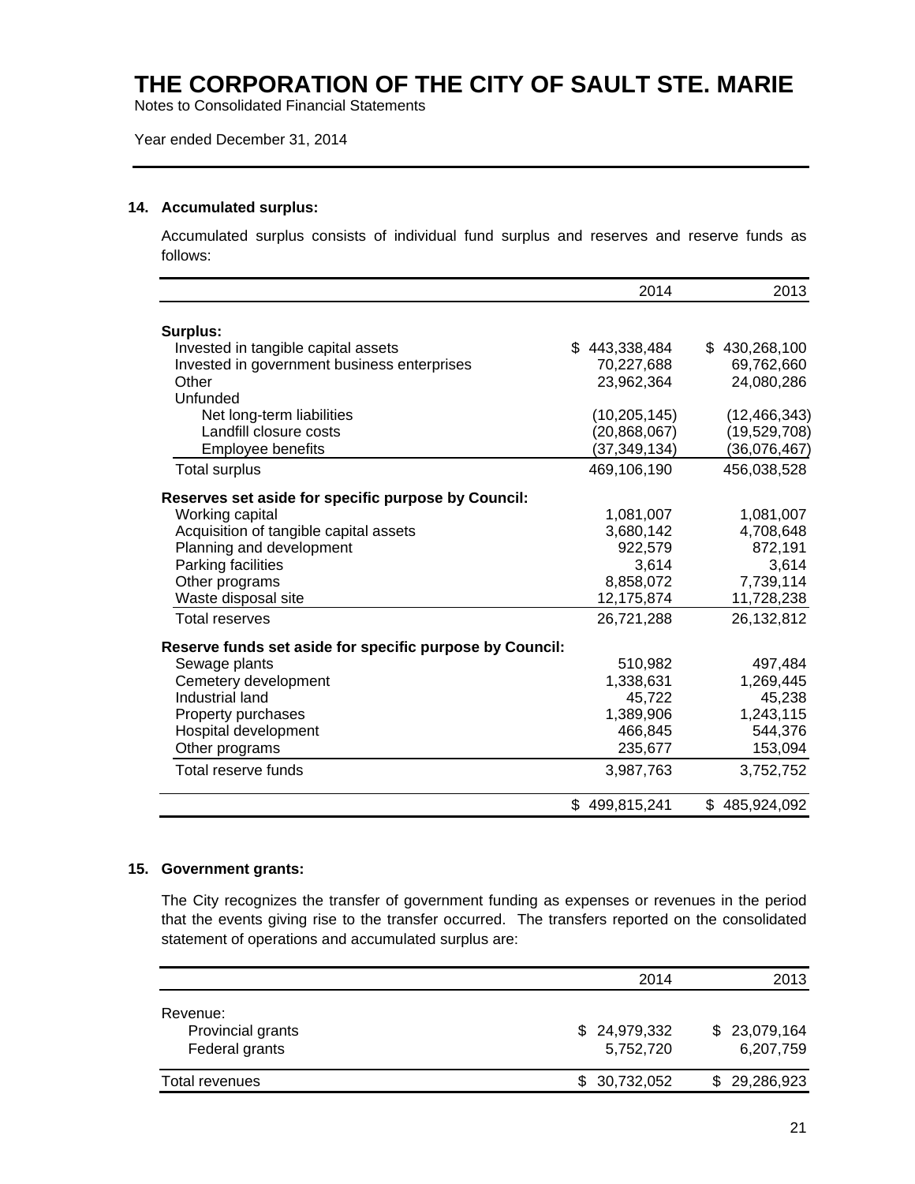# THE CORPORATION OF THE CITY OF SAULT STE. MARIE

Notes to Consolidated Financial Statements

Year ended December 31, 2014

---

## 14. Accumulated surplus:

Accumulated surplus consists of individual fund surplus and reserves and reserve funds as follows:

| | 2014 | 2013 |
|---|---:|---:|
| **Surplus:** | | |
| Invested in tangible capital assets | $ 443,338,484 | $ 430,268,100 |
| Invested in government business enterprises | 70,227,688 | 69,762,660 |
| Other | 23,962,364 | 24,080,286 |
| Unfunded | | |
| Net long-term liabilities | (10,205,145) | (12,466,343) |
| Landfill closure costs | (20,868,067) | (19,529,708) |
| Employee benefits | (37,349,134) | (36,076,467) |
| Total surplus | 469,106,190 | 456,038,528 |
| **Reserves set aside for specific purpose by Council:** | | |
| Working capital | 1,081,007 | 1,081,007 |
| Acquisition of tangible capital assets | 3,680,142 | 4,708,648 |
| Planning and development | 922,579 | 872,191 |
| Parking facilities | 3,614 | 3,614 |
| Other programs | 8,858,072 | 7,739,114 |
| Waste disposal site | 12,175,874 | 11,728,238 |
| Total reserves | 26,721,288 | 26,132,812 |
| **Reserve funds set aside for specific purpose by Council:** | | |
| Sewage plants | 510,982 | 497,484 |
| Cemetery development | 1,338,631 | 1,269,445 |
| Industrial land | 45,722 | 45,238 |
| Property purchases | 1,389,906 | 1,243,115 |
| Hospital development | 466,845 | 544,376 |
| Other programs | 235,677 | 153,094 |
| Total reserve funds | 3,987,763 | 3,752,752 |
| | $ 499,815,241 | $ 485,924,092 |

## 15. Government grants:

The City recognizes the transfer of government funding as expenses or revenues in the period that the events giving rise to the transfer occurred. The transfers reported on the consolidated statement of operations and accumulated surplus are:

| | 2014 | 2013 |
|---|---:|---:|
| Revenue: | | |
| Provincial grants | $ 24,979,332 | $ 23,079,164 |
| Federal grants | 5,752,720 | 6,207,759 |
| Total revenues | $ 30,732,052 | $ 29,286,923 |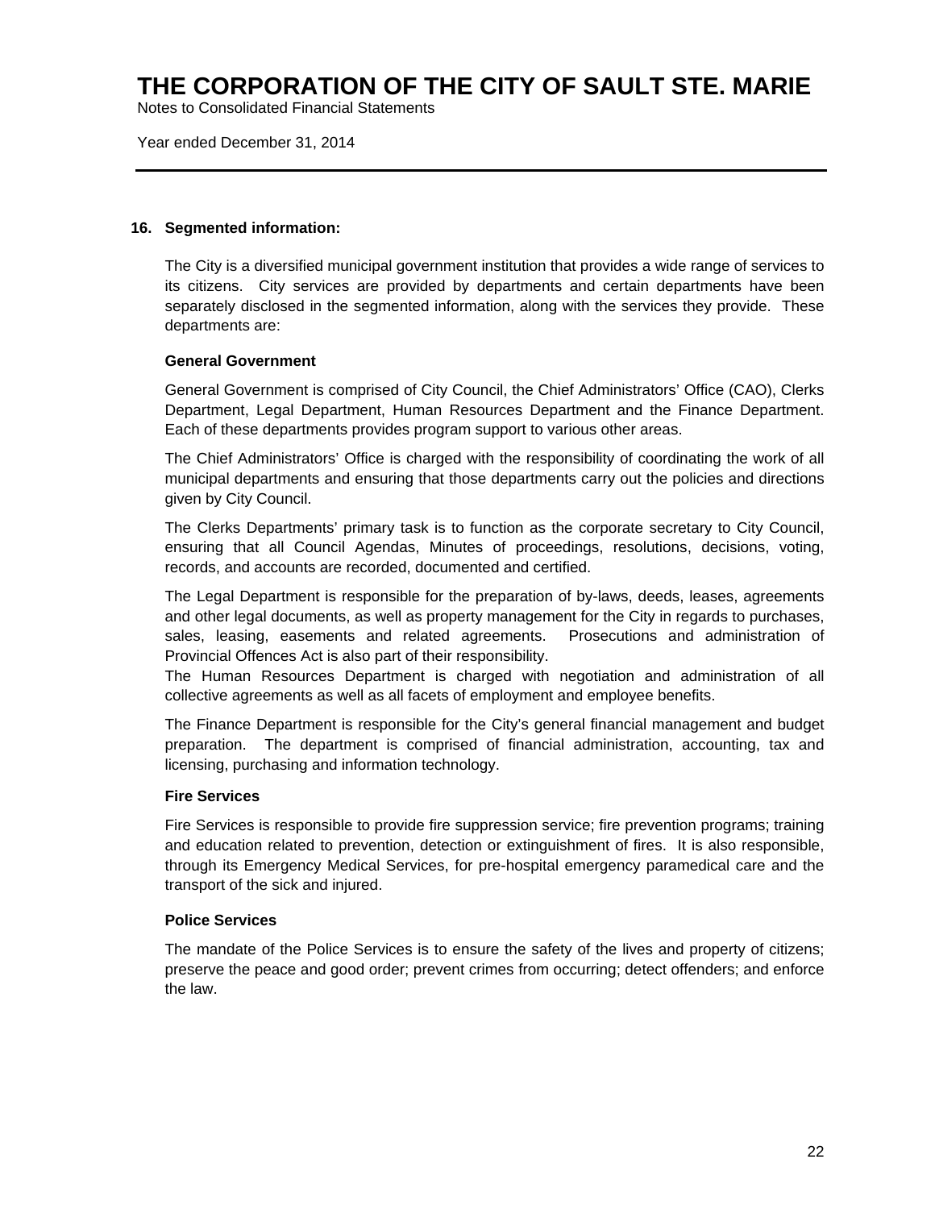# THE CORPORATION OF THE CITY OF SAULT STE. MARIE

Notes to Consolidated Financial Statements

Year ended December 31, 2014

## 16. Segmented information:

The City is a diversified municipal government institution that provides a wide range of services to its citizens. City services are provided by departments and certain departments have been separately disclosed in the segmented information, along with the services they provide. These departments are:

### General Government

General Government is comprised of City Council, the Chief Administrators' Office (CAO), Clerks Department, Legal Department, Human Resources Department and the Finance Department. Each of these departments provides program support to various other areas.

The Chief Administrators' Office is charged with the responsibility of coordinating the work of all municipal departments and ensuring that those departments carry out the policies and directions given by City Council.

The Clerks Departments' primary task is to function as the corporate secretary to City Council, ensuring that all Council Agendas, Minutes of proceedings, resolutions, decisions, voting, records, and accounts are recorded, documented and certified.

The Legal Department is responsible for the preparation of by-laws, deeds, leases, agreements and other legal documents, as well as property management for the City in regards to purchases, sales, leasing, easements and related agreements. Prosecutions and administration of Provincial Offences Act is also part of their responsibility.
The Human Resources Department is charged with negotiation and administration of all collective agreements as well as all facets of employment and employee benefits.

The Finance Department is responsible for the City's general financial management and budget preparation. The department is comprised of financial administration, accounting, tax and licensing, purchasing and information technology.

### Fire Services

Fire Services is responsible to provide fire suppression service; fire prevention programs; training and education related to prevention, detection or extinguishment of fires. It is also responsible, through its Emergency Medical Services, for pre-hospital emergency paramedical care and the transport of the sick and injured.

### Police Services

The mandate of the Police Services is to ensure the safety of the lives and property of citizens; preserve the peace and good order; prevent crimes from occurring; detect offenders; and enforce the law.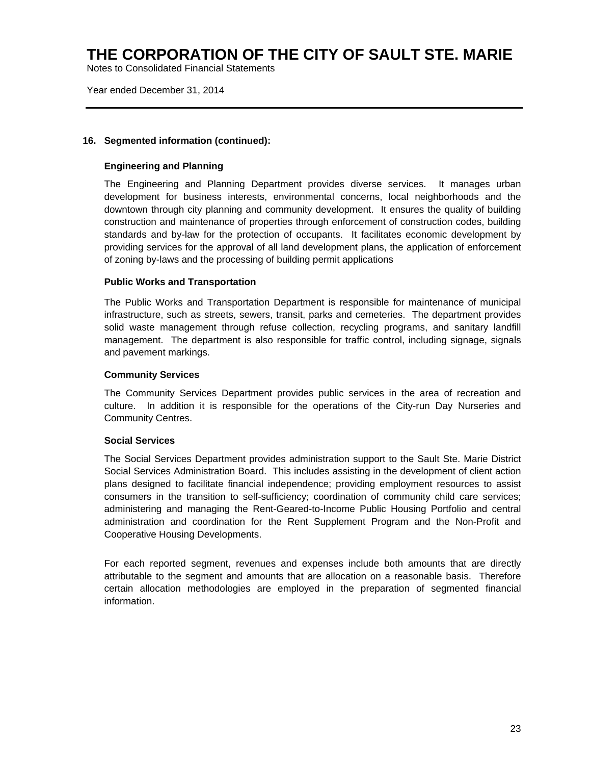# THE CORPORATION OF THE CITY OF SAULT STE. MARIE

Notes to Consolidated Financial Statements

Year ended December 31, 2014

---

## 16. Segmented information (continued):

### Engineering and Planning

The Engineering and Planning Department provides diverse services. It manages urban development for business interests, environmental concerns, local neighborhoods and the downtown through city planning and community development. It ensures the quality of building construction and maintenance of properties through enforcement of construction codes, building standards and by-law for the protection of occupants. It facilitates economic development by providing services for the approval of all land development plans, the application of enforcement of zoning by-laws and the processing of building permit applications

### Public Works and Transportation

The Public Works and Transportation Department is responsible for maintenance of municipal infrastructure, such as streets, sewers, transit, parks and cemeteries. The department provides solid waste management through refuse collection, recycling programs, and sanitary landfill management. The department is also responsible for traffic control, including signage, signals and pavement markings.

### Community Services

The Community Services Department provides public services in the area of recreation and culture. In addition it is responsible for the operations of the City-run Day Nurseries and Community Centres.

### Social Services

The Social Services Department provides administration support to the Sault Ste. Marie District Social Services Administration Board. This includes assisting in the development of client action plans designed to facilitate financial independence; providing employment resources to assist consumers in the transition to self-sufficiency; coordination of community child care services; administering and managing the Rent-Geared-to-Income Public Housing Portfolio and central administration and coordination for the Rent Supplement Program and the Non-Profit and Cooperative Housing Developments.

For each reported segment, revenues and expenses include both amounts that are directly attributable to the segment and amounts that are allocation on a reasonable basis. Therefore certain allocation methodologies are employed in the preparation of segmented financial information.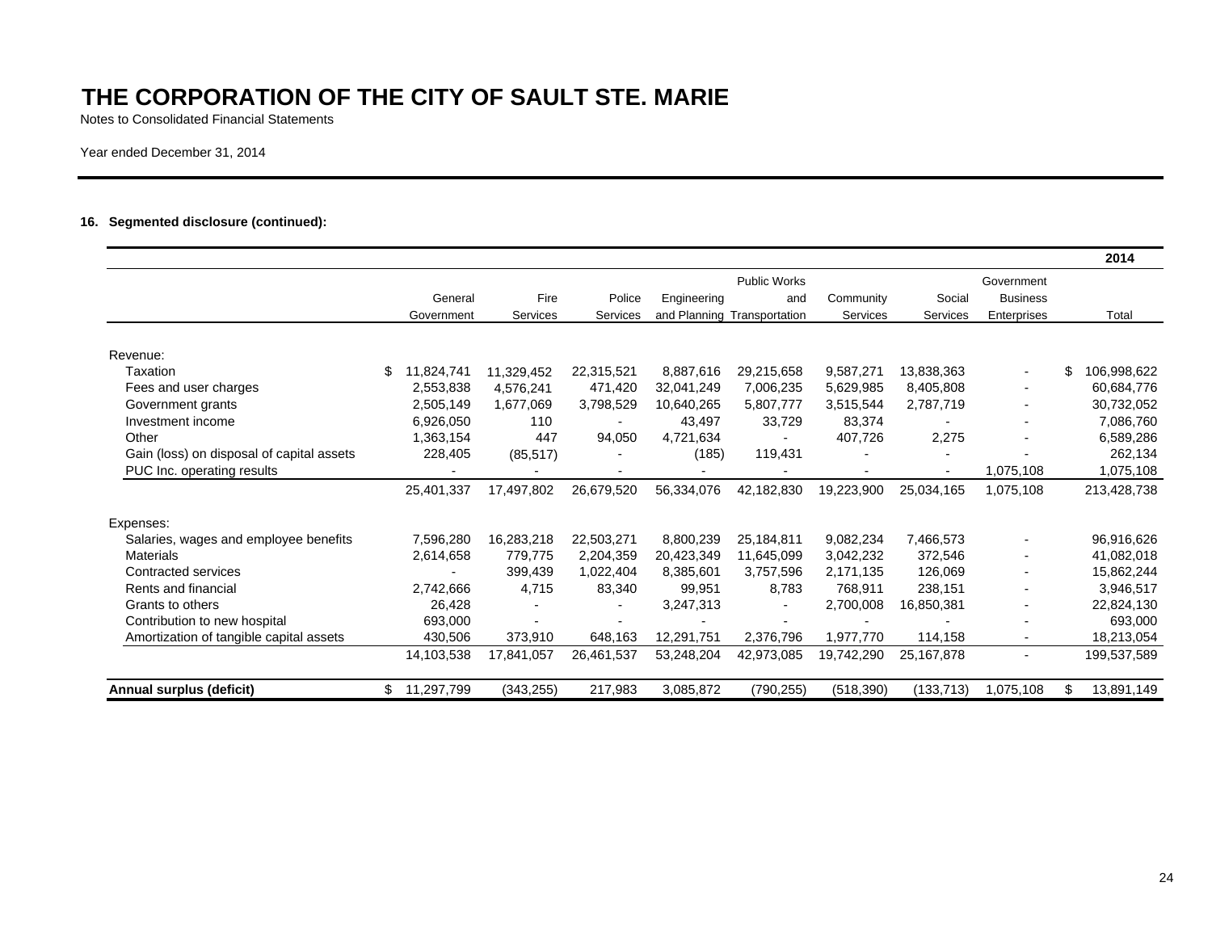# THE CORPORATION OF THE CITY OF SAULT STE. MARIE

Notes to Consolidated Financial Statements

Year ended December 31, 2014

**16. Segmented disclosure (continued):**

| | General Government | Fire Services | Police Services | Engineering and Planning | Public Works and Transportation | Community Services | Social Services | Government Business Enterprises | 2014 Total |
|---|---|---|---|---|---|---|---|---|---|
| Revenue: | | | | | | | | | |
| Taxation | $ 11,824,741 | 11,329,452 | 22,315,521 | 8,887,616 | 29,215,658 | 9,587,271 | 13,838,363 | - | $ 106,998,622 |
| Fees and user charges | 2,553,838 | 4,576,241 | 471,420 | 32,041,249 | 7,006,235 | 5,629,985 | 8,405,808 | - | 60,684,776 |
| Government grants | 2,505,149 | 1,677,069 | 3,798,529 | 10,640,265 | 5,807,777 | 3,515,544 | 2,787,719 | - | 30,732,052 |
| Investment income | 6,926,050 | 110 | - | 43,497 | 33,729 | 83,374 | - | - | 7,086,760 |
| Other | 1,363,154 | 447 | 94,050 | 4,721,634 | - | 407,726 | 2,275 | - | 6,589,286 |
| Gain (loss) on disposal of capital assets | 228,405 | (85,517) | - | (185) | 119,431 | - | - | - | 262,134 |
| PUC Inc. operating results | - | - | - | - | - | - | - | 1,075,108 | 1,075,108 |
| | 25,401,337 | 17,497,802 | 26,679,520 | 56,334,076 | 42,182,830 | 19,223,900 | 25,034,165 | 1,075,108 | 213,428,738 |
| Expenses: | | | | | | | | | |
| Salaries, wages and employee benefits | 7,596,280 | 16,283,218 | 22,503,271 | 8,800,239 | 25,184,811 | 9,082,234 | 7,466,573 | - | 96,916,626 |
| Materials | 2,614,658 | 779,775 | 2,204,359 | 20,423,349 | 11,645,099 | 3,042,232 | 372,546 | - | 41,082,018 |
| Contracted services | - | 399,439 | 1,022,404 | 8,385,601 | 3,757,596 | 2,171,135 | 126,069 | - | 15,862,244 |
| Rents and financial | 2,742,666 | 4,715 | 83,340 | 99,951 | 8,783 | 768,911 | 238,151 | - | 3,946,517 |
| Grants to others | 26,428 | - | - | 3,247,313 | - | 2,700,008 | 16,850,381 | - | 22,824,130 |
| Contribution to new hospital | 693,000 | - | - | - | - | - | - | - | 693,000 |
| Amortization of tangible capital assets | 430,506 | 373,910 | 648,163 | 12,291,751 | 2,376,796 | 1,977,770 | 114,158 | - | 18,213,054 |
| | 14,103,538 | 17,841,057 | 26,461,537 | 53,248,204 | 42,973,085 | 19,742,290 | 25,167,878 | - | 199,537,589 |
| **Annual surplus (deficit)** | $ 11,297,799 | (343,255) | 217,983 | 3,085,872 | (790,255) | (518,390) | (133,713) | 1,075,108 | $ 13,891,149 |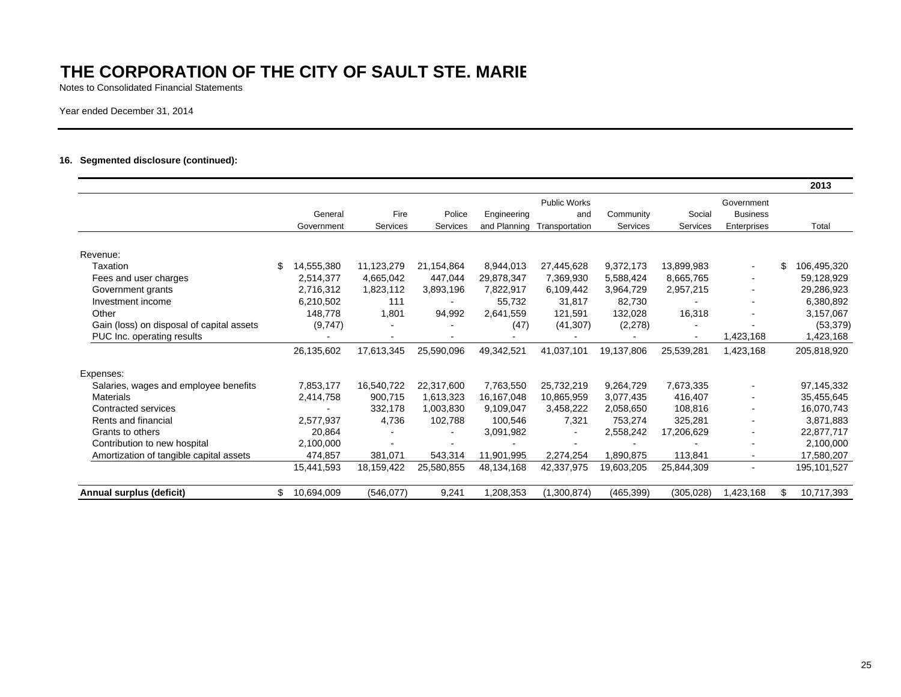# THE CORPORATION OF THE CITY OF SAULT STE. MARIE

Notes to Consolidated Financial Statements

Year ended December 31, 2014

### 16. Segmented disclosure (continued):

| | | | | | | | | | 2013 |
|---|---|---|---|---|---|---|---|---|---|
| | General Government | Fire Services | Police Services | Engineering and Planning | Public Works and Transportation | Community Services | Social Services | Government Business Enterprises | Total |
| Revenue: | | | | | | | | | |
| Taxation | $ 14,555,380 | 11,123,279 | 21,154,864 | 8,944,013 | 27,445,628 | 9,372,173 | 13,899,983 | - | $ 106,495,320 |
| Fees and user charges | 2,514,377 | 4,665,042 | 447,044 | 29,878,347 | 7,369,930 | 5,588,424 | 8,665,765 | - | 59,128,929 |
| Government grants | 2,716,312 | 1,823,112 | 3,893,196 | 7,822,917 | 6,109,442 | 3,964,729 | 2,957,215 | - | 29,286,923 |
| Investment income | 6,210,502 | 111 | - | 55,732 | 31,817 | 82,730 | - | - | 6,380,892 |
| Other | 148,778 | 1,801 | 94,992 | 2,641,559 | 121,591 | 132,028 | 16,318 | - | 3,157,067 |
| Gain (loss) on disposal of capital assets | (9,747) | - | - | (47) | (41,307) | (2,278) | - | - | (53,379) |
| PUC Inc. operating results | - | - | - | - | - | - | - | 1,423,168 | 1,423,168 |
| | 26,135,602 | 17,613,345 | 25,590,096 | 49,342,521 | 41,037,101 | 19,137,806 | 25,539,281 | 1,423,168 | 205,818,920 |
| Expenses: | | | | | | | | | |
| Salaries, wages and employee benefits | 7,853,177 | 16,540,722 | 22,317,600 | 7,763,550 | 25,732,219 | 9,264,729 | 7,673,335 | - | 97,145,332 |
| Materials | 2,414,758 | 900,715 | 1,613,323 | 16,167,048 | 10,865,959 | 3,077,435 | 416,407 | - | 35,455,645 |
| Contracted services | - | 332,178 | 1,003,830 | 9,109,047 | 3,458,222 | 2,058,650 | 108,816 | - | 16,070,743 |
| Rents and financial | 2,577,937 | 4,736 | 102,788 | 100,546 | 7,321 | 753,274 | 325,281 | - | 3,871,883 |
| Grants to others | 20,864 | - | - | 3,091,982 | - | 2,558,242 | 17,206,629 | - | 22,877,717 |
| Contribution to new hospital | 2,100,000 | - | - | - | - | - | - | - | 2,100,000 |
| Amortization of tangible capital assets | 474,857 | 381,071 | 543,314 | 11,901,995 | 2,274,254 | 1,890,875 | 113,841 | - | 17,580,207 |
| | 15,441,593 | 18,159,422 | 25,580,855 | 48,134,168 | 42,337,975 | 19,603,205 | 25,844,309 | - | 195,101,527 |
| **Annual surplus (deficit)** | $ 10,694,009 | (546,077) | 9,241 | 1,208,353 | (1,300,874) | (465,399) | (305,028) | 1,423,168 | $ 10,717,393 |